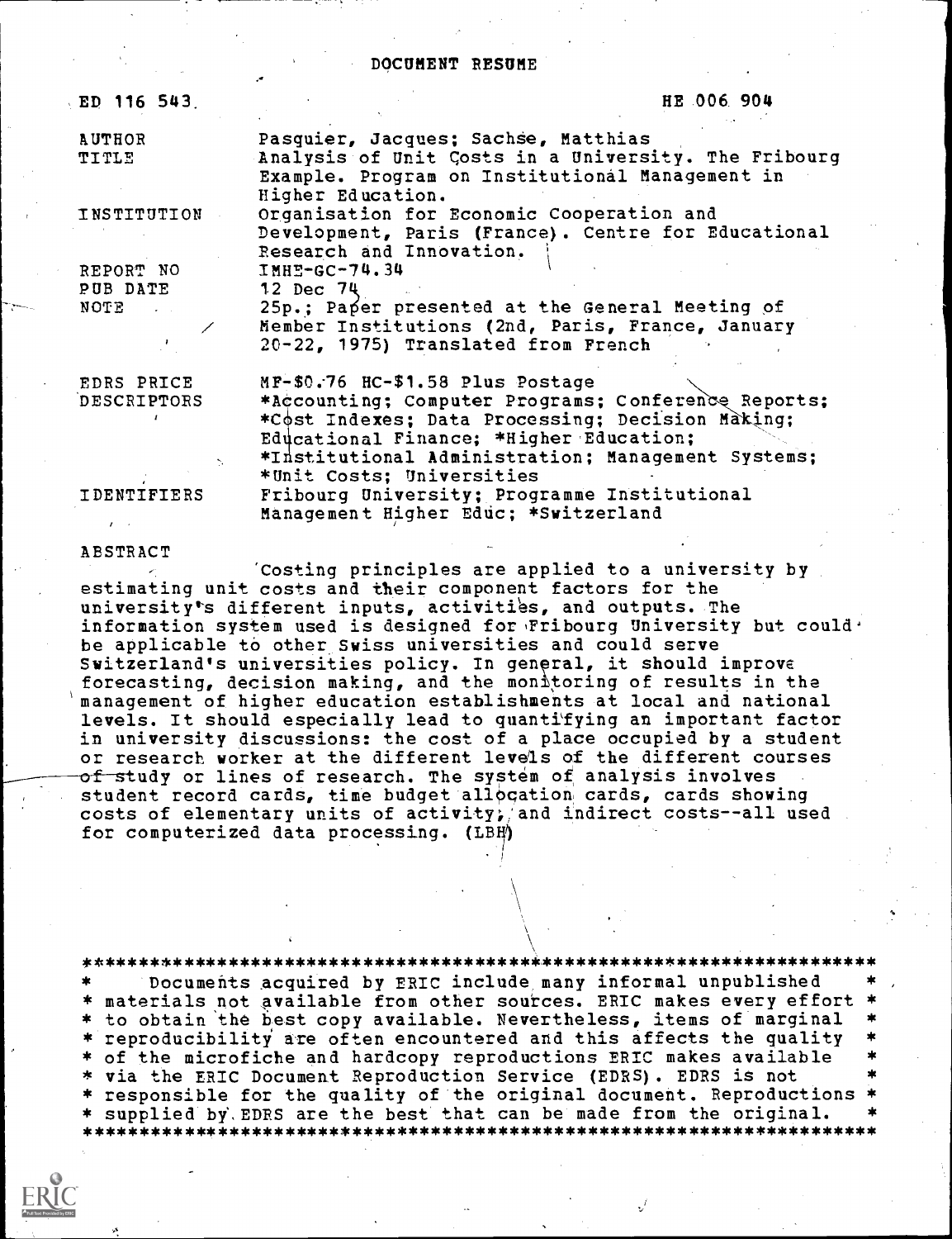# DOCUMENT RESUME

| | |
|---|---|
| ED 116 543 | HE 006 904 |
| AUTHOR | Pasquier, Jacques; Sachse, Matthias |
| TITLE | Analysis of Unit Costs in a University. The Fribourg Example. Program on Institutional Management in Higher Education. |
| INSTITUTION | Organisation for Economic Cooperation and Development, Paris (France). Centre for Educational Research and Innovation. |
| REPORT NO | IMHE-GC-74.34 |
| PUB DATE | 12 Dec 74 |
| NOTE | 25p.; Paper presented at the General Meeting of Member Institutions (2nd, Paris, France, January 20-22, 1975) Translated from French |
| EDRS PRICE | MF-$0.76 HC-$1.58 Plus Postage |
| DESCRIPTORS | *Accounting; Computer Programs; Conference Reports; *Cost Indexes; Data Processing; Decision Making; Educational Finance; *Higher Education; *Institutional Administration; Management Systems; *Unit Costs; Universities |
| IDENTIFIERS | Fribourg University; Programme Institutional Management Higher Educ; *Switzerland |

ABSTRACT

Costing principles are applied to a university by estimating unit costs and their component factors for the university's different inputs, activities, and outputs. The information system used is designed for Fribourg University but could be applicable to other Swiss universities and could serve Switzerland's universities policy. In general, it should improve forecasting, decision making, and the monitoring of results in the management of higher education establishments at local and national levels. It should especially lead to quantifying an important factor in university discussions: the cost of a place occupied by a student or research worker at the different levels of the different courses of study or lines of research. The system of analysis involves student record cards, time budget allocation cards, cards showing costs of elementary units of activity, and indirect costs--all used for computerized data processing. (LBH)

***********************************************************************
* Documents acquired by ERIC include many informal unpublished *
* materials not available from other sources. ERIC makes every effort *
* to obtain the best copy available. Nevertheless, items of marginal *
* reproducibility are often encountered and this affects the quality *
* of the microfiche and hardcopy reproductions ERIC makes available *
* via the ERIC Document Reproduction Service (EDRS). EDRS is not *
* responsible for the quality of the original document. Reproductions *
* supplied by EDRS are the best that can be made from the original. *
***********************************************************************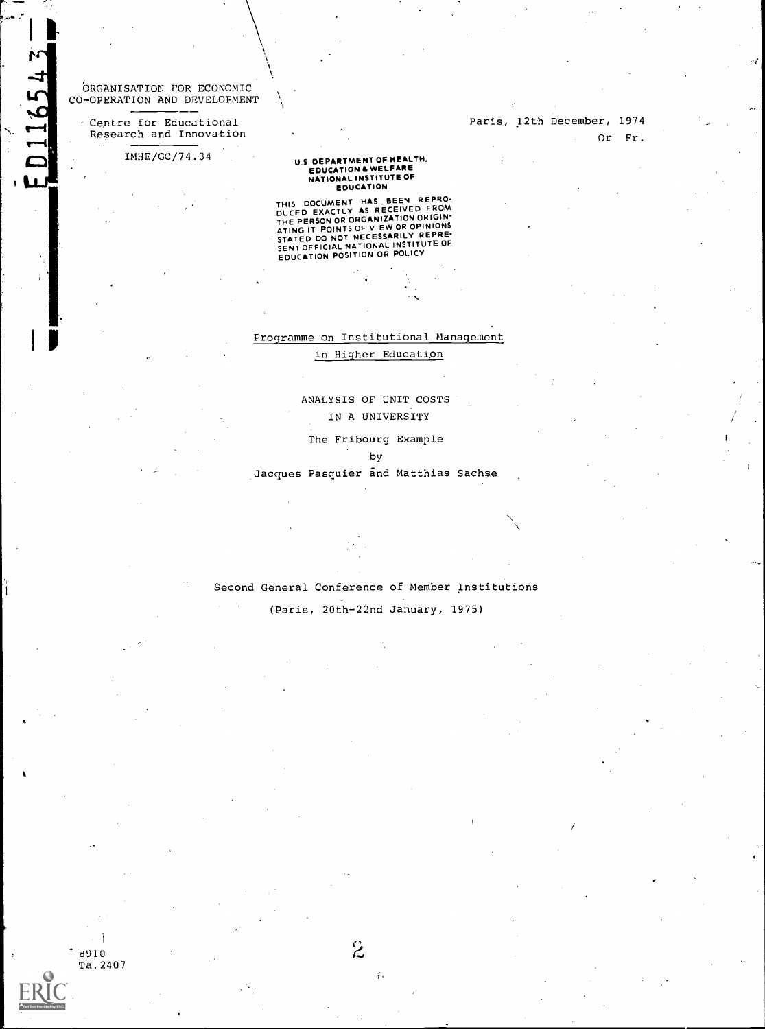ORGANISATION FOR ECONOMIC CO-OPERATION AND DEVELOPMENT

Centre for Educational Research and Innovation

IMHE/CC/74.34

Paris, 12th December, 1974

Or. Fr.

U.S. DEPARTMENT OF HEALTH, EDUCATION & WELFARE NATIONAL INSTITUTE OF EDUCATION

THIS DOCUMENT HAS BEEN REPRODUCED EXACTLY AS RECEIVED FROM THE PERSON OR ORGANIZATION ORIGINATING IT. POINTS OF VIEW OR OPINIONS STATED DO NOT NECESSARILY REPRESENT OFFICIAL NATIONAL INSTITUTE OF EDUCATION POSITION OR POLICY

Programme on Institutional Management in Higher Education

# ANALYSIS OF UNIT COSTS IN A UNIVERSITY

## The Fribourg Example

by

Jacques Pasquier and Matthias Sachse

Second General Conference of Member Institutions

(Paris, 20th-22nd January, 1975)

8910
Ta.2407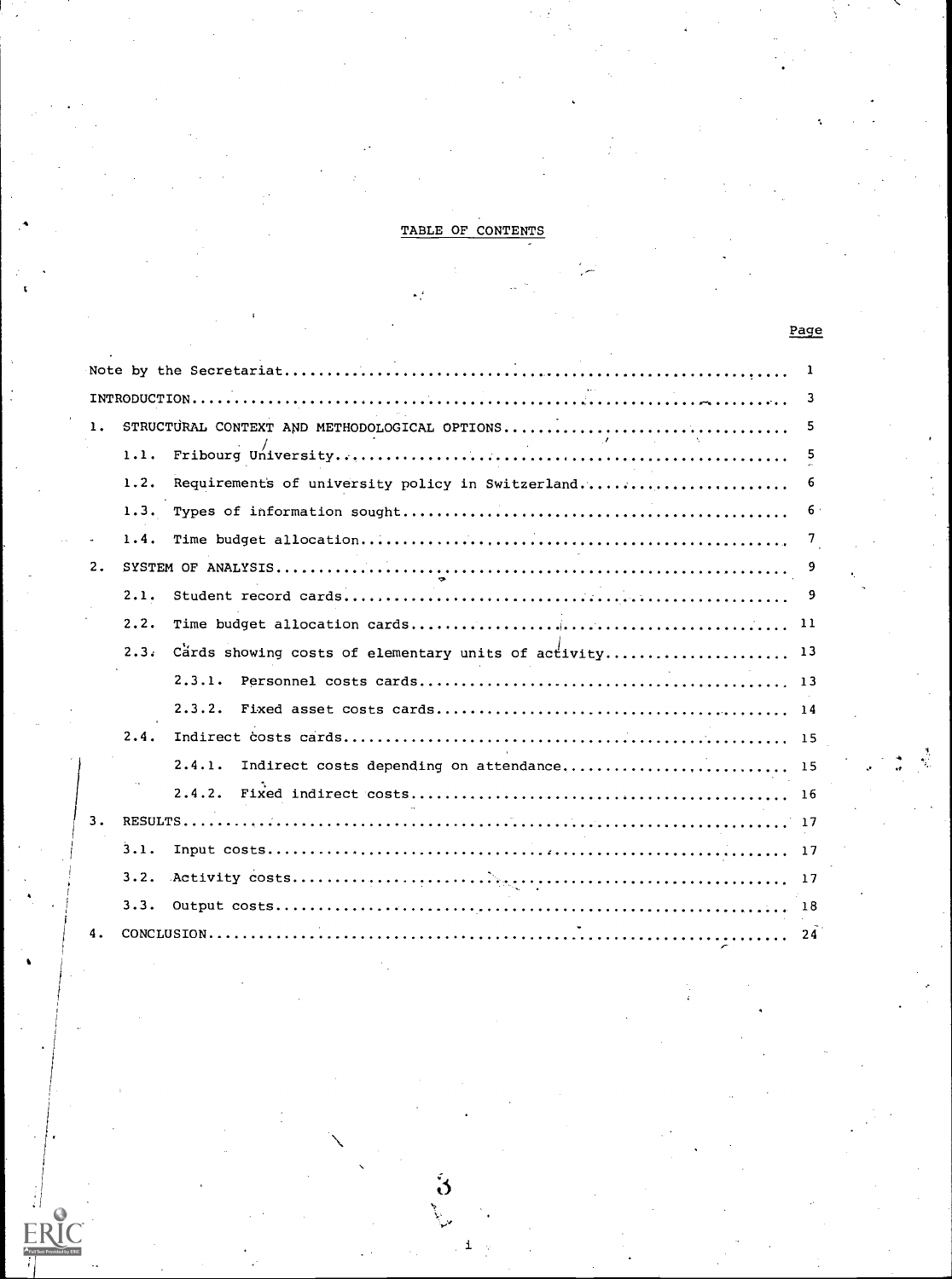# TABLE OF CONTENTS

| | Page |
|---|---|
| Note by the Secretariat | 1 |
| INTRODUCTION | 3 |
| 1. STRUCTURAL CONTEXT AND METHODOLOGICAL OPTIONS | 5 |
| 1.1. Fribourg University | 5 |
| 1.2. Requirements of university policy in Switzerland | 6 |
| 1.3. Types of information sought | 6 |
| 1.4. Time budget allocation | 7 |
| 2. SYSTEM OF ANALYSIS | 9 |
| 2.1. Student record cards | 9 |
| 2.2. Time budget allocation cards | 11 |
| 2.3. Cards showing costs of elementary units of activity | 13 |
| 2.3.1. Personnel costs cards | 13 |
| 2.3.2. Fixed asset costs cards | 14 |
| 2.4. Indirect costs cards | 15 |
| 2.4.1. Indirect costs depending on attendance | 15 |
| 2.4.2. Fixed indirect costs | 16 |
| 3. RESULTS | 17 |
| 3.1. Input costs | 17 |
| 3.2. Activity costs | 17 |
| 3.3. Output costs | 18 |
| 4. CONCLUSION | 24 |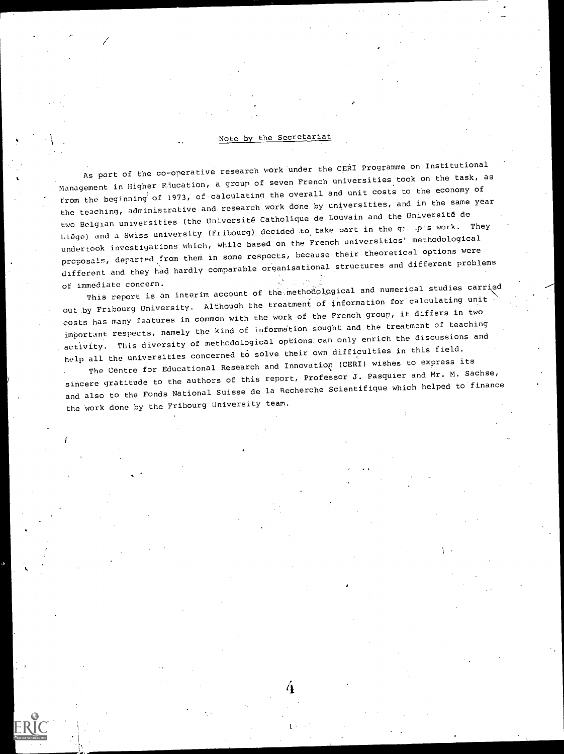## Note by the Secretariat

As part of the co-operative research work under the CERI Programme on Institutional Management in Higher Education, a group of seven French universities took on the task, as from the beginning of 1973, of calculating the overall and unit costs to the economy of the teaching, administrative and research work done by universities, and in the same year two Belgian universities (the Université Catholique de Louvain and the Université de Liège) and a Swiss university (Fribourg) decided to take part in the group's work. They undertook investigations which, while based on the French universities' methodological proposals, departed from them in some respects, because their theoretical options were different and they had hardly comparable organisational structures and different problems of immediate concern.

This report is an interim account of the methodological and numerical studies carried out by Fribourg University. Although the treatment of information for calculating unit costs has many features in common with the work of the French group, it differs in two important respects, namely the kind of information sought and the treatment of teaching activity. This diversity of methodological options can only enrich the discussions and help all the universities concerned to solve their own difficulties in this field.

The Centre for Educational Research and Innovation (CERI) wishes to express its sincere gratitude to the authors of this report, Professor J. Pasquier and Mr. M. Sachse, and also to the Fonds National Suisse de la Recherche Scientifique which helped to finance the work done by the Fribourg University team.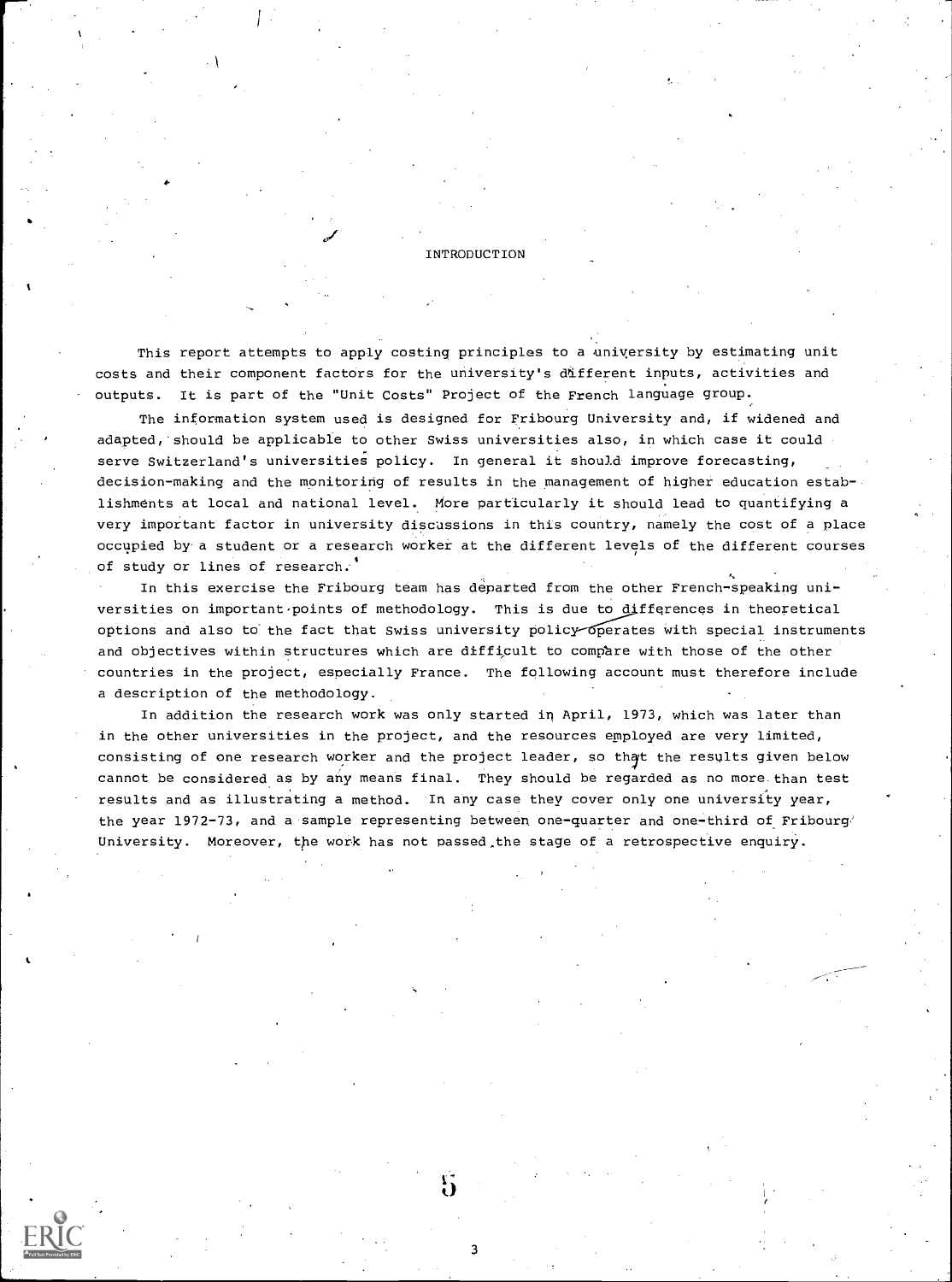# INTRODUCTION

This report attempts to apply costing principles to a university by estimating unit costs and their component factors for the university's different inputs, activities and outputs. It is part of the "Unit Costs" Project of the French language group.

The information system used is designed for Fribourg University and, if widened and adapted, should be applicable to other Swiss universities also, in which case it could serve Switzerland's universities policy. In general it should improve forecasting, decision-making and the monitoring of results in the management of higher education establishments at local and national level. More particularly it should lead to quantifying a very important factor in university discussions in this country, namely the cost of a place occupied by a student or a research worker at the different levels of the different courses of study or lines of research.

In this exercise the Fribourg team has departed from the other French-speaking universities on important points of methodology. This is due to differences in theoretical options and also to the fact that Swiss university policy operates with special instruments and objectives within structures which are difficult to compare with those of the other countries in the project, especially France. The following account must therefore include a description of the methodology.

In addition the research work was only started in April, 1973, which was later than in the other universities in the project, and the resources employed are very limited, consisting of one research worker and the project leader, so that the results given below cannot be considered as by any means final. They should be regarded as no more than test results and as illustrating a method. In any case they cover only one university year, the year 1972-73, and a sample representing between one-quarter and one-third of Fribourg University. Moreover, the work has not passed the stage of a retrospective enquiry.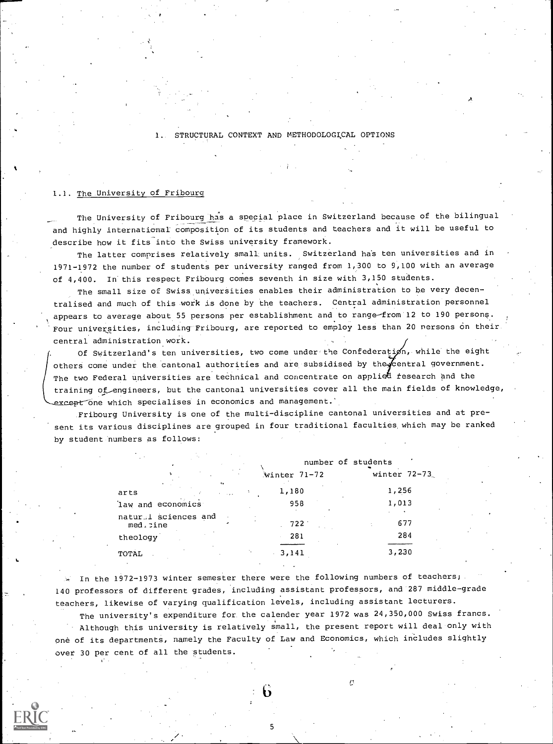# 1. STRUCTURAL CONTEXT AND METHODOLOGICAL OPTIONS

## 1.1. The University of Fribourg

The University of Fribourg has a special place in Switzerland because of the bilingual and highly international composition of its students and teachers and it will be useful to describe how it fits into the Swiss university framework.

The latter comprises relatively small units. Switzerland has ten universities and in 1971-1972 the number of students per university ranged from 1,300 to 9,100 with an average of 4,400. In this respect Fribourg comes seventh in size with 3,150 students.

The small size of Swiss universities enables their administration to be very decentralised and much of this work is done by the teachers. Central administration personnel appears to average about 55 persons per establishment and to range from 12 to 190 persons. Four universities, including Fribourg, are reported to employ less than 20 persons on their central administration work.

Of Switzerland's ten universities, two come under the Confederation, while the eight others come under the cantonal authorities and are subsidised by the central government. The two Federal universities are technical and concentrate on applied research and the training of engineers, but the cantonal universities cover all the main fields of knowledge, except one which specialises in economics and management.

Fribourg University is one of the multi-discipline cantonal universities and at present its various disciplines are grouped in four traditional faculties which may be ranked by student numbers as follows:

| | number of students | |
|---|---|---|
| | winter 71-72 | winter 72-73 |
| arts | 1,180 | 1,256 |
| law and economics | 958 | 1,013 |
| natural sciences and medicine | 722 | 677 |
| theology | 281 | 284 |
| TOTAL | 3,141 | 3,230 |

In the 1972-1973 winter semester there were the following numbers of teachers; 140 professors of different grades, including assistant professors, and 287 middle-grade teachers, likewise of varying qualification levels, including assistant lecturers.

The university's expenditure for the calender year 1972 was 24,350,000 Swiss francs.

Although this university is relatively small, the present report will deal only with one of its departments, namely the Faculty of Law and Economics, which includes slightly over 30 per cent of all the students.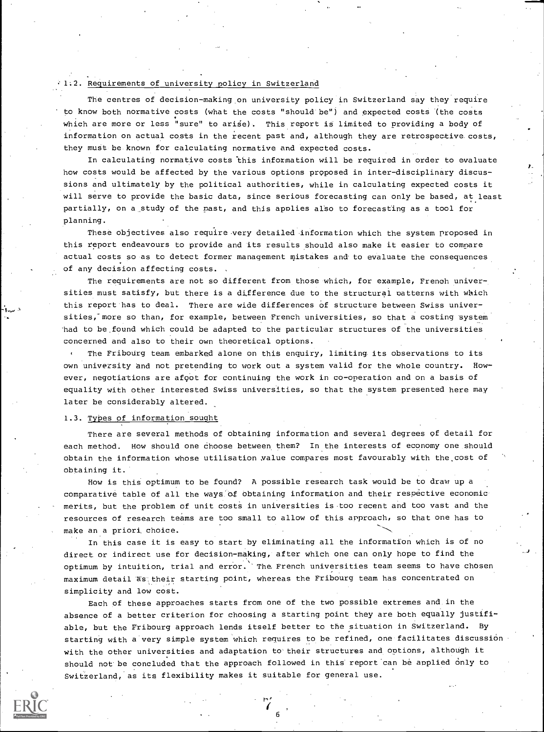## 1.2. Requirements of university policy in Switzerland

The centres of decision-making on university policy in Switzerland say they require to know both normative costs (what the costs "should be") and expected costs (the costs which are more or less "sure" to arise). This report is limited to providing a body of information on actual costs in the recent past and, although they are retrospective costs, they must be known for calculating normative and expected costs.

In calculating normative costs this information will be required in order to evaluate how costs would be affected by the various options proposed in inter-disciplinary discussions and ultimately by the political authorities, while in calculating expected costs it will serve to provide the basic data, since serious forecasting can only be based, at least partially, on a study of the past, and this applies also to forecasting as a tool for planning.

These objectives also require very detailed information which the system proposed in this report endeavours to provide and its results should also make it easier to compare actual costs so as to detect former management mistakes and to evaluate the consequences of any decision affecting costs.

The requirements are not so different from those which, for example, French universities must satisfy, but there is a difference due to the structural patterns with which this report has to deal. There are wide differences of structure between Swiss universities, more so than, for example, between French universities, so that a costing system had to be found which could be adapted to the particular structures of the universities concerned and also to their own theoretical options.

The Fribourg team embarked alone on this enquiry, limiting its observations to its own university and not pretending to work out a system valid for the whole country. However, negotiations are afoot for continuing the work in co-operation and on a basis of equality with other interested Swiss universities, so that the system presented here may later be considerably altered.

## 1.3. Types of information sought

There are several methods of obtaining information and several degrees of detail for each method. How should one choose between them? In the interests of economy one should obtain the information whose utilisation value compares most favourably with the cost of obtaining it.

How is this optimum to be found? A possible research task would be to draw up a comparative table of all the ways of obtaining information and their respective economic merits, but the problem of unit costs in universities is too recent and too vast and the resources of research teams are too small to allow of this approach, so that one has to make an a priori choice.

In this case it is easy to start by eliminating all the information which is of no direct or indirect use for decision-making, after which one can only hope to find the optimum by intuition, trial and error. The French universities team seems to have chosen maximum detail as their starting point, whereas the Fribourg team has concentrated on simplicity and low cost.

Each of these approaches starts from one of the two possible extremes and in the absence of a better criterion for choosing a starting point they are both equally justifiable, but the Fribourg approach lends itself better to the situation in Switzerland. By starting with a very simple system which requires to be refined, one facilitates discussion with the other universities and adaptation to their structures and options, although it should not be concluded that the approach followed in this report can be applied only to Switzerland, as its flexibility makes it suitable for general use.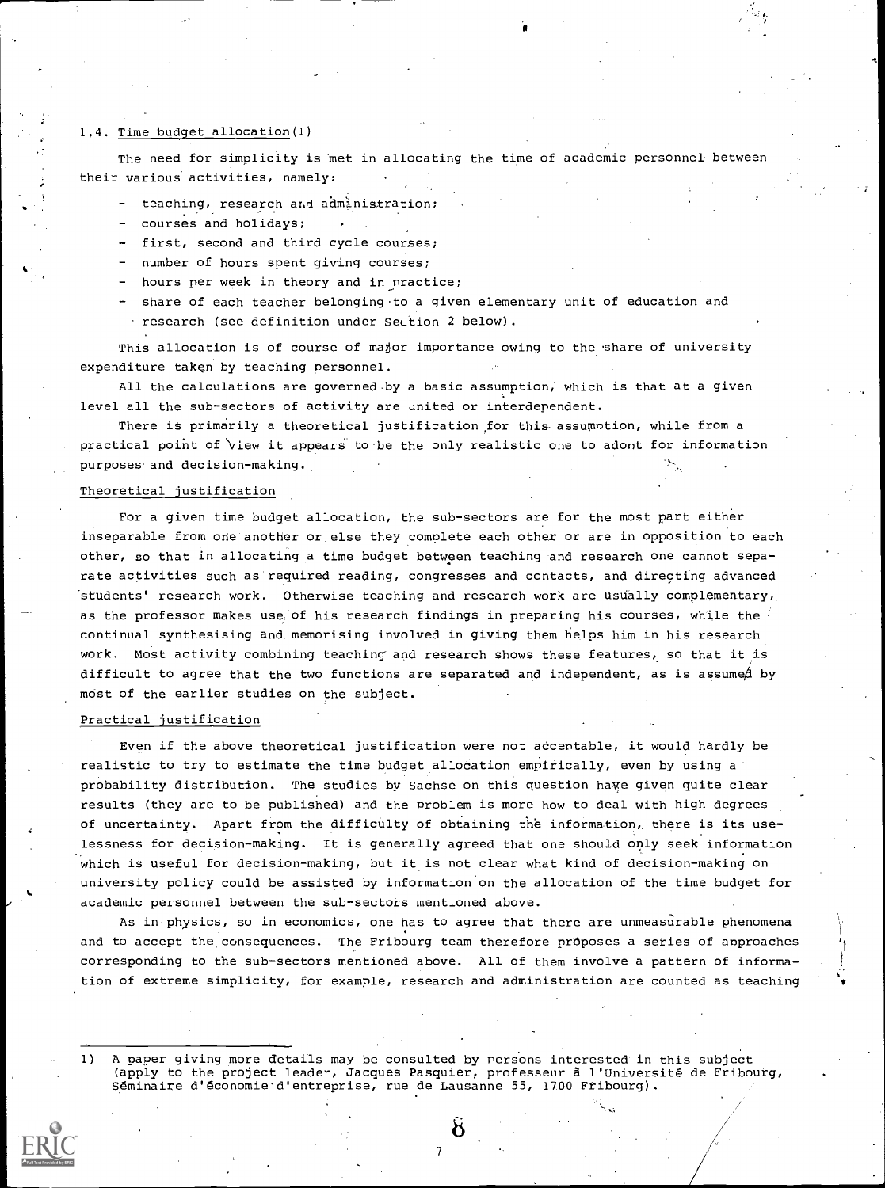### 1.4. Time budget allocation(1)

The need for simplicity is met in allocating the time of academic personnel between their various activities, namely:

- teaching, research and administration;
- courses and holidays;
- first, second and third cycle courses;
- number of hours spent giving courses;
- hours per week in theory and in practice;
- share of each teacher belonging to a given elementary unit of education and research (see definition under Section 2 below).

This allocation is of course of major importance owing to the share of university expenditure taken by teaching personnel.

All the calculations are governed by a basic assumption, which is that at a given level all the sub-sectors of activity are united or interdependent.

There is primarily a theoretical justification for this assumption, while from a practical point of view it appears to be the only realistic one to adopt for information purposes and decision-making.

#### Theoretical justification

For a given time budget allocation, the sub-sectors are for the most part either inseparable from one another or else they complete each other or are in opposition to each other, so that in allocating a time budget between teaching and research one cannot separate activities such as required reading, congresses and contacts, and directing advanced students' research work. Otherwise teaching and research work are usually complementary, as the professor makes use of his research findings in preparing his courses, while the continual synthesising and memorising involved in giving them helps him in his research work. Most activity combining teaching and research shows these features, so that it is difficult to agree that the two functions are separated and independent, as is assumed by most of the earlier studies on the subject.

#### Practical justification

Even if the above theoretical justification were not acceptable, it would hardly be realistic to try to estimate the time budget allocation empirically, even by using a probability distribution. The studies by Sachse on this question have given quite clear results (they are to be published) and the problem is more how to deal with high degrees of uncertainty. Apart from the difficulty of obtaining the information, there is its uselessness for decision-making. It is generally agreed that one should only seek information which is useful for decision-making, but it is not clear what kind of decision-making on university policy could be assisted by information on the allocation of the time budget for academic personnel between the sub-sectors mentioned above.

As in physics, so in economics, one has to agree that there are unmeasurable phenomena and to accept the consequences. The Fribourg team therefore proposes a series of approaches corresponding to the sub-sectors mentioned above. All of them involve a pattern of information of extreme simplicity, for example, research and administration are counted as teaching

---

1) A paper giving more details may be consulted by persons interested in this subject (apply to the project leader, Jacques Pasquier, professeur à l'Université de Fribourg, Séminaire d'économie d'entreprise, rue de Lausanne 55, 1700 Fribourg).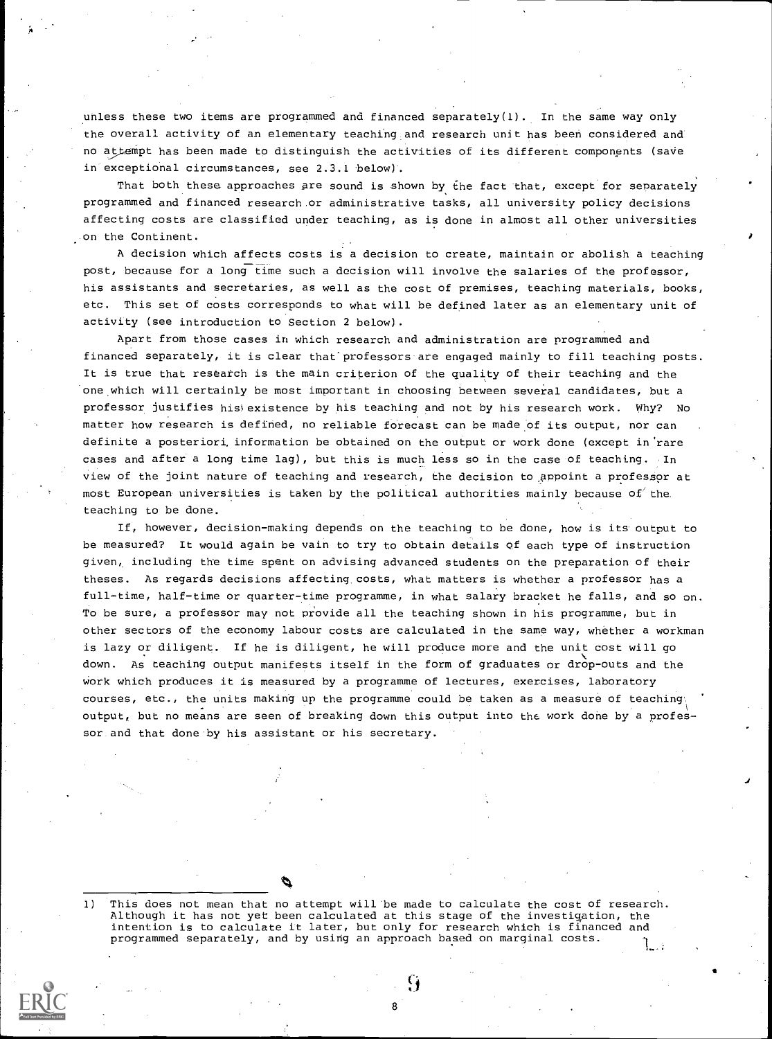unless these two items are programmed and financed separately(1). In the same way only the overall activity of an elementary teaching and research unit has been considered and no attempt has been made to distinguish the activities of its different components (save in exceptional circumstances, see 2.3.1 below).

That both these approaches are sound is shown by the fact that, except for separately programmed and financed research or administrative tasks, all university policy decisions affecting costs are classified under teaching, as is done in almost all other universities on the Continent.

A decision which affects costs is a decision to create, maintain or abolish a teaching post, because for a long time such a decision will involve the salaries of the professor, his assistants and secretaries, as well as the cost of premises, teaching materials, books, etc. This set of costs corresponds to what will be defined later as an elementary unit of activity (see introduction to Section 2 below).

Apart from those cases in which research and administration are programmed and financed separately, it is clear that professors are engaged mainly to fill teaching posts. It is true that research is the main criterion of the quality of their teaching and the one which will certainly be most important in choosing between several candidates, but a professor justifies his existence by his teaching and not by his research work. Why? No matter how research is defined, no reliable forecast can be made of its output, nor can definite a posteriori information be obtained on the output or work done (except in rare cases and after a long time lag), but this is much less so in the case of teaching. In view of the joint nature of teaching and research, the decision to appoint a professor at most European universities is taken by the political authorities mainly because of the teaching to be done.

If, however, decision-making depends on the teaching to be done, how is its output to be measured? It would again be vain to try to obtain details of each type of instruction given, including the time spent on advising advanced students on the preparation of their theses. As regards decisions affecting costs, what matters is whether a professor has a full-time, half-time or quarter-time programme, in what salary bracket he falls, and so on. To be sure, a professor may not provide all the teaching shown in his programme, but in other sectors of the economy labour costs are calculated in the same way, whether a workman is lazy or diligent. If he is diligent, he will produce more and the unit cost will go down. As teaching output manifests itself in the form of graduates or drop-outs and the work which produces it is measured by a programme of lectures, exercises, laboratory courses, etc., the units making up the programme could be taken as a measure of teaching output, but no means are seen of breaking down this output into the work done by a professor and that done by his assistant or his secretary.

---

1) This does not mean that no attempt will be made to calculate the cost of research. Although it has not yet been calculated at this stage of the investigation, the intention is to calculate it later, but only for research which is financed and programmed separately, and by using an approach based on marginal costs.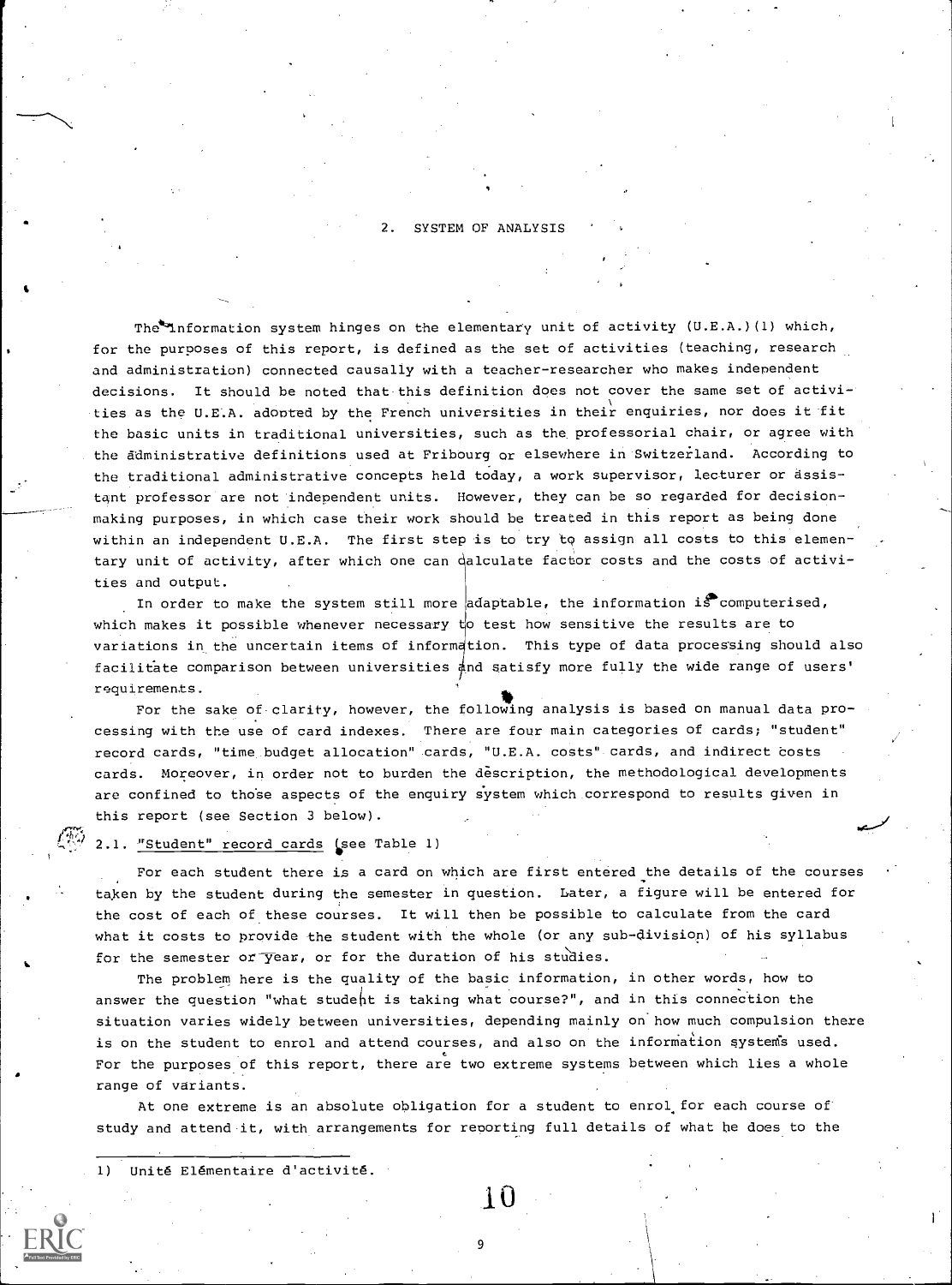## 2. SYSTEM OF ANALYSIS

The information system hinges on the elementary unit of activity (U.E.A.)(1) which, for the purposes of this report, is defined as the set of activities (teaching, research and administration) connected causally with a teacher-researcher who makes independent decisions. It should be noted that this definition does not cover the same set of activities as the U.E.A. adopted by the French universities in their enquiries, nor does it fit the basic units in traditional universities, such as the professorial chair, or agree with the administrative definitions used at Fribourg or elsewhere in Switzerland. According to the traditional administrative concepts held today, a work supervisor, lecturer or assistant professor are not independent units. However, they can be so regarded for decision-making purposes, in which case their work should be treated in this report as being done within an independent U.E.A. The first step is to try to assign all costs to this elementary unit of activity, after which one can calculate factor costs and the costs of activities and output.

In order to make the system still more adaptable, the information is computerised, which makes it possible whenever necessary to test how sensitive the results are to variations in the uncertain items of information. This type of data processing should also facilitate comparison between universities and satisfy more fully the wide range of users' requirements.

For the sake of clarity, however, the following analysis is based on manual data processing with the use of card indexes. There are four main categories of cards; "student" record cards, "time budget allocation" cards, "U.E.A. costs" cards, and indirect costs cards. Moreover, in order not to burden the description, the methodological developments are confined to those aspects of the enquiry system which correspond to results given in this report (see Section 3 below).

### 2.1. "Student" record cards (see Table 1)

For each student there is a card on which are first entered the details of the courses taken by the student during the semester in question. Later, a figure will be entered for the cost of each of these courses. It will then be possible to calculate from the card what it costs to provide the student with the whole (or any sub-division) of his syllabus for the semester or year, or for the duration of his studies.

The problem here is the quality of the basic information, in other words, how to answer the question "what student is taking what course?", and in this connection the situation varies widely between universities, depending mainly on how much compulsion there is on the student to enrol and attend courses, and also on the information systems used. For the purposes of this report, there are two extreme systems between which lies a whole range of variants.

At one extreme is an absolute obligation for a student to enrol for each course of study and attend it, with arrangements for reporting full details of what he does to the

---

1) Unité Elémentaire d'activité.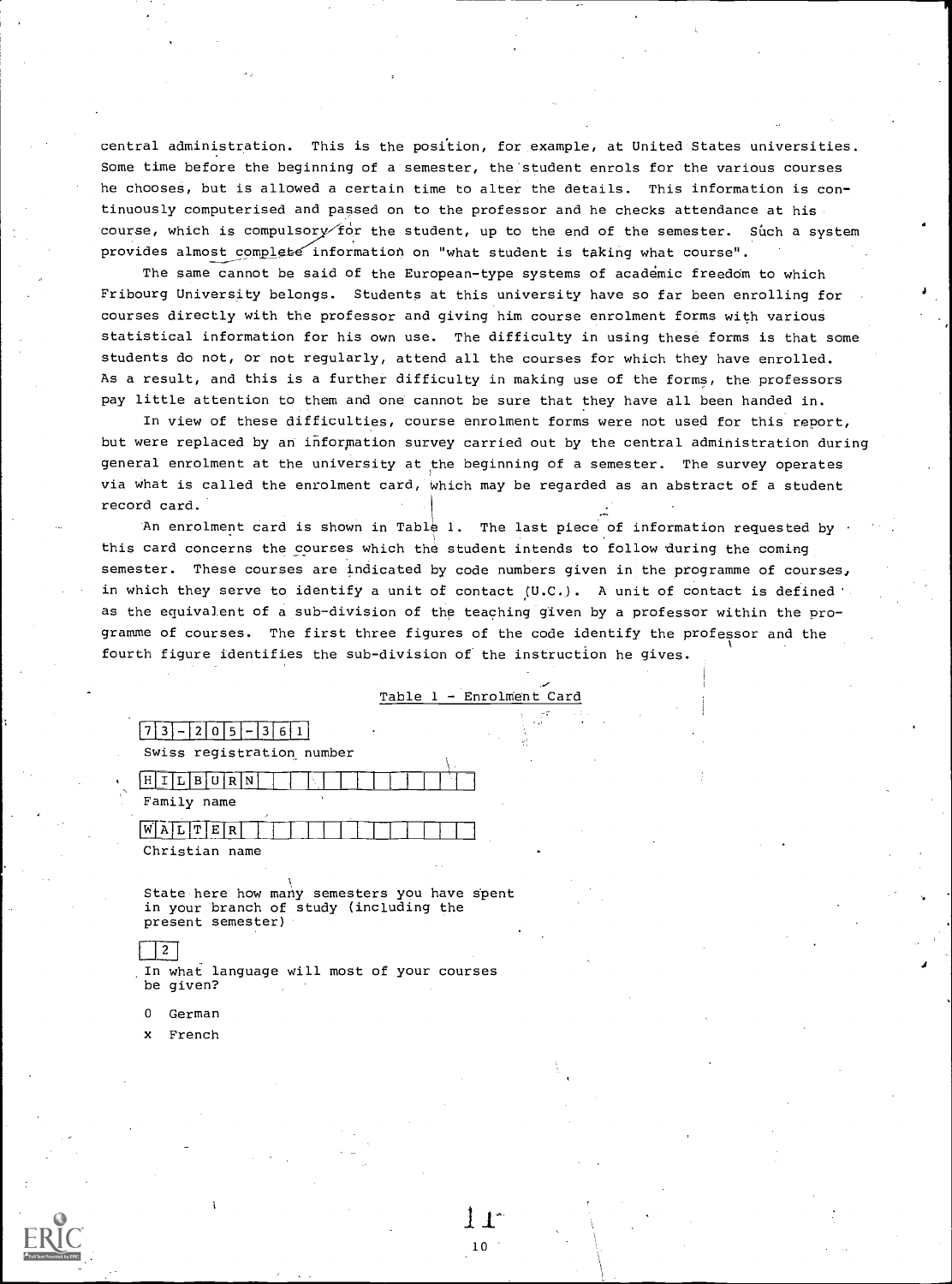central administration. This is the position, for example, at United States universities. Some time before the beginning of a semester, the student enrols for the various courses he chooses, but is allowed a certain time to alter the details. This information is continuously computerised and passed on to the professor and he checks attendance at his course, which is compulsory for the student, up to the end of the semester. Such a system provides almost complete information on "what student is taking what course".

The same cannot be said of the European-type systems of academic freedom to which Fribourg University belongs. Students at this university have so far been enrolling for courses directly with the professor and giving him course enrolment forms with various statistical information for his own use. The difficulty in using these forms is that some students do not, or not regularly, attend all the courses for which they have enrolled. As a result, and this is a further difficulty in making use of the forms, the professors pay little attention to them and one cannot be sure that they have all been handed in.

In view of these difficulties, course enrolment forms were not used for this report, but were replaced by an information survey carried out by the central administration during general enrolment at the university at the beginning of a semester. The survey operates via what is called the enrolment card, which may be regarded as an abstract of a student record card.

An enrolment card is shown in Table 1. The last piece of information requested by this card concerns the courses which the student intends to follow during the coming semester. These courses are indicated by code numbers given in the programme of courses, in which they serve to identify a unit of contact (U.C.). A unit of contact is defined as the equivalent of a sub-division of the teaching given by a professor within the programme of courses. The first three figures of the code identify the professor and the fourth figure identifies the sub-division of the instruction he gives.

Table 1 - Enrolment Card

7 3 - 2 0 5 - 3 6 1

Swiss registration number

H I L B U R N

Family name

W A L T E R

Christian name

State here how many semesters you have spent in your branch of study (including the present semester)

2

In what language will most of your courses be given?

0 German

x French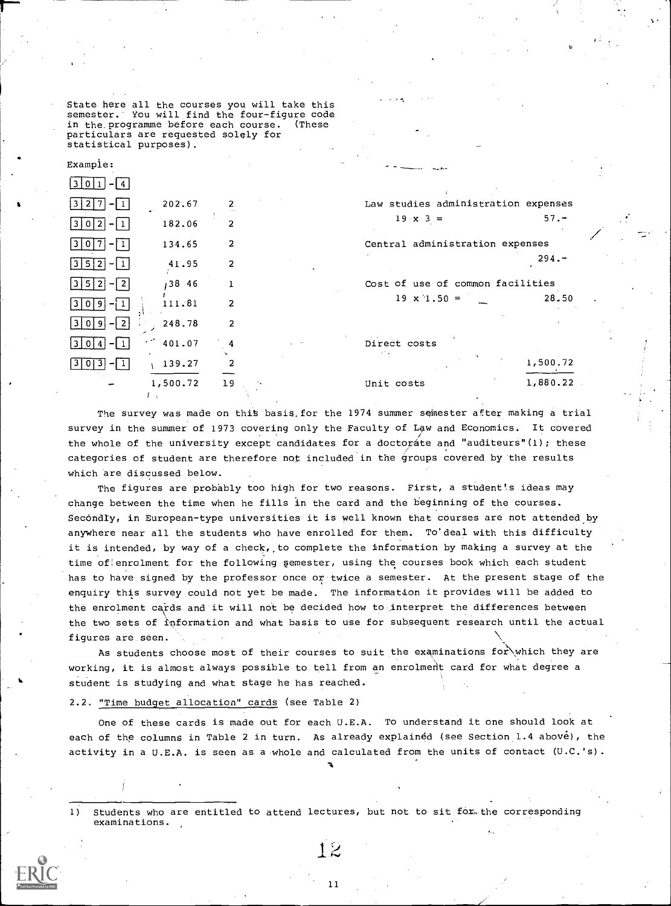State here all the courses you will take this semester. You will find the four-figure code in the programme before each course. (These particulars are requested solely for statistical purposes).

Example:

| Code | | | | |
|---|---|---|---|---|
| 301-4 | | | | |
| 327-1 | 202.67 | 2 | Law studies administration expenses | |
| 302-1 | 182.06 | 2 | 19 x 3 = | 57.- |
| 307-1 | 134.65 | 2 | Central administration expenses | |
| 352-1 | 41.95 | 2 | | 294.- |
| 352-2 | 38 46 | 1 | Cost of use of common facilities | |
| 309-1 | 111.81 | 2 | 19 x 1.50 = | 28.50 |
| 309-2 | 248.78 | 2 | | |
| 304-1 | 401.07 | 4 | Direct costs | |
| 303-1 | 139.27 | 2 | | 1,500.72 |
| - | 1,500.72 | 19 | Unit costs | 1,880.22 |

The survey was made on this basis for the 1974 summer semester after making a trial survey in the summer of 1973 covering only the Faculty of Law and Economics. It covered the whole of the university except candidates for a doctorate and "auditeurs"(1); these categories of student are therefore not included in the groups covered by the results which are discussed below.

The figures are probably too high for two reasons. First, a student's ideas may change between the time when he fills in the card and the beginning of the courses. Secondly, in European-type universities it is well known that courses are not attended by anywhere near all the students who have enrolled for them. To deal with this difficulty it is intended, by way of a check, to complete the information by making a survey at the time of enrolment for the following semester, using the courses book which each student has to have signed by the professor once or twice a semester. At the present stage of the enquiry this survey could not yet be made. The information it provides will be added to the enrolment cards and it will not be decided how to interpret the differences between the two sets of information and what basis to use for subsequent research until the actual figures are seen.

As students choose most of their courses to suit the examinations for which they are working, it is almost always possible to tell from an enrolment card for what degree a student is studying and what stage he has reached.

### 2.2. "Time budget allocation" cards (see Table 2)

One of these cards is made out for each U.E.A. To understand it one should look at each of the columns in Table 2 in turn. As already explained (see Section 1.4 above), the activity in a U.E.A. is seen as a whole and calculated from the units of contact (U.C.'s).

1) Students who are entitled to attend lectures, but not to sit for the corresponding examinations.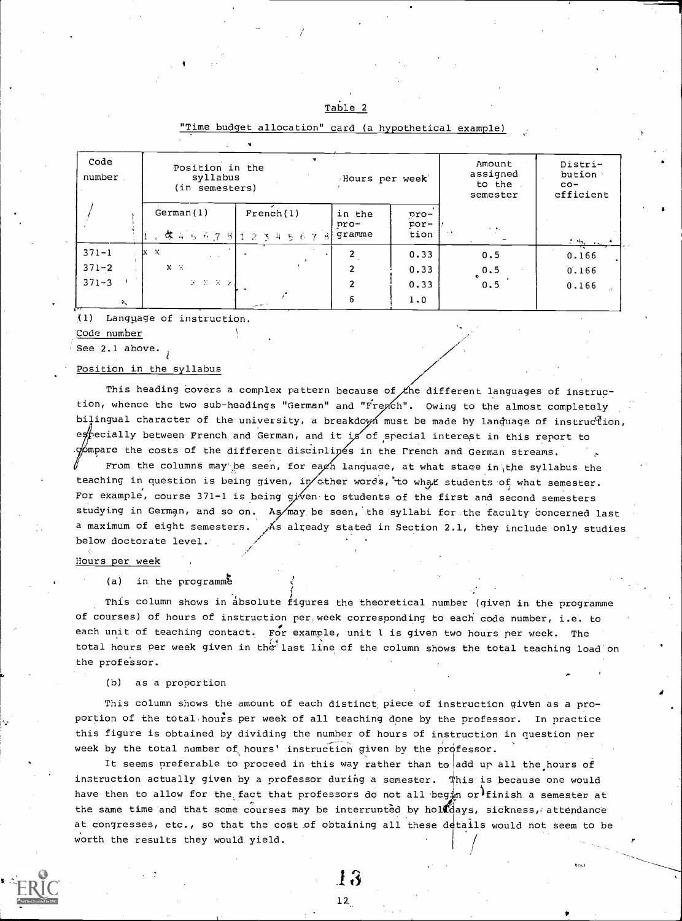## Table 2

"Time budget allocation" card (a hypothetical example)

| Code number | Position in the syllabus (in semesters) | | Hours per week | | Amount assigned to the semester | Distribution co-efficient |
|---|---|---|---|---|---|---|
| | German(1) | French(1) | in the programme | proportion | | |
| | 1 2 3 4 5 6 7 8 | 1 2 3 4 5 6 7 8 | | | | |
| 371-1 | x x | | 2 | 0.33 | 0.5 | 0.166 |
| 371-2 | x x | | 2 | 0.33 | 0.5 | 0.166 |
| 371-3 | x x x x | | 2 | 0.33 | 0.5 | 0.166 |
| | | | 6 | 1.0 | | |

(1) Language of instruction.

Code number

See 2.1 above.

Position in the syllabus

This heading covers a complex pattern because of the different languages of instruction, whence the two sub-headings "German" and "French". Owing to the almost completely bilingual character of the university, a breakdown must be made by language of instruction, especially between French and German, and it is of special interest in this report to compare the costs of the different disciplines in the French and German streams.

From the columns may be seen, for each language, at what stage in the syllabus the teaching in question is being given, in other words, to what students of what semester. For example, course 371-1 is being given to students of the first and second semesters studying in German, and so on. As may be seen, the syllabi for the faculty concerned last a maximum of eight semesters. As already stated in Section 2.1, they include only studies below doctorate level.

Hours per week

(a) in the programme

This column shows in absolute figures the theoretical number (given in the programme of courses) of hours of instruction per week corresponding to each code number, i.e. to each unit of teaching contact. For example, unit 1 is given two hours per week. The total hours per week given in the last line of the column shows the total teaching load on the professor.

(b) as a proportion

This column shows the amount of each distinct piece of instruction given as a proportion of the total hours per week of all teaching done by the professor. In practice this figure is obtained by dividing the number of hours of instruction in question per week by the total number of hours' instruction given by the professor.

It seems preferable to proceed in this way rather than to add up all the hours of instruction actually given by a professor during a semester. This is because one would have then to allow for the fact that professors do not all begin or finish a semester at the same time and that some courses may be interrupted by holidays, sickness, attendance at congresses, etc., so that the cost of obtaining all these details would not seem to be worth the results they would yield.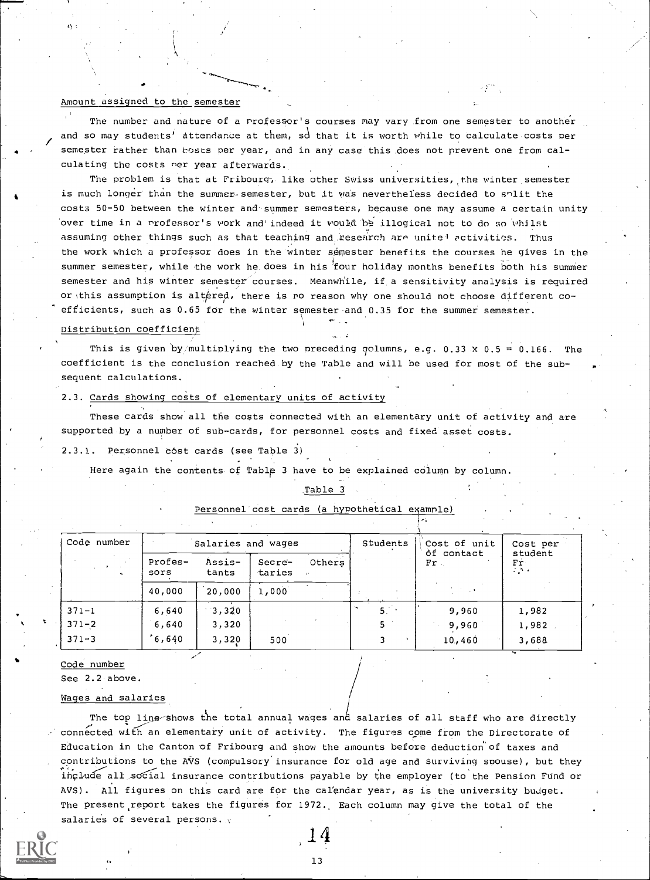#### Amount assigned to the semester

The number and nature of a professor's courses may vary from one semester to another and so may students' attendance at them, so that it is worth while to calculate costs per semester rather than costs per year, and in any case this does not prevent one from calculating the costs per year afterwards.

The problem is that at Fribourg, like other Swiss universities, the winter semester is much longer than the summer semester, but it was nevertheless decided to split the costs 50-50 between the winter and summer semesters, because one may assume a certain unity over time in a professor's work and indeed it would be illogical not to do so whilst assuming other things such as that teaching and research are united activities. Thus the work which a professor does in the winter semester benefits the courses he gives in the summer semester, while the work he does in his four holiday months benefits both his summer semester and his winter semester courses. Meanwhile, if a sensitivity analysis is required or this assumption is altered, there is no reason why one should not choose different coefficients, such as 0.65 for the winter semester and 0.35 for the summer semester.

#### Distribution coefficient

This is given by multiplying the two preceding columns, e.g. 0.33 x 0.5 = 0.166. The coefficient is the conclusion reached by the Table and will be used for most of the subsequent calculations.

### 2.3. Cards showing costs of elementary units of activity

These cards show all the costs connected with an elementary unit of activity and are supported by a number of sub-cards, for personnel costs and fixed asset costs.

#### 2.3.1. Personnel cost cards (see Table 3)

Here again the contents of Table 3 have to be explained column by column.

Table 3

Personnel cost cards (a hypothetical example)

| Code number | Salaries and wages | | | | Students | Cost of unit of contact Fr | Cost per student Fr |
|---|---|---|---|---|---|---|---|
| | Profes-sors | Assis-tants | Secre-taries | Others | | | |
| | 40,000 | 20,000 | 1,000 | | | | |
| 371-1 | 6,640 | 3,320 | | | 5 | 9,960 | 1,982 |
| 371-2 | 6,640 | 3,320 | | | 5 | 9,960 | 1,982 |
| 371-3 | 6,640 | 3,320 | 500 | | 3 | 10,460 | 3,688 |

#### Code number

See 2.2 above.

#### Wages and salaries

The top line shows the total annual wages and salaries of all staff who are directly connected with an elementary unit of activity. The figures come from the Directorate of Education in the Canton of Fribourg and show the amounts before deduction of taxes and contributions to the AVS (compulsory insurance for old age and surviving spouse), but they include all social insurance contributions payable by the employer (to the Pension Fund or AVS). All figures on this card are for the calendar year, as is the university budget. The present report takes the figures for 1972. Each column may give the total of the salaries of several persons.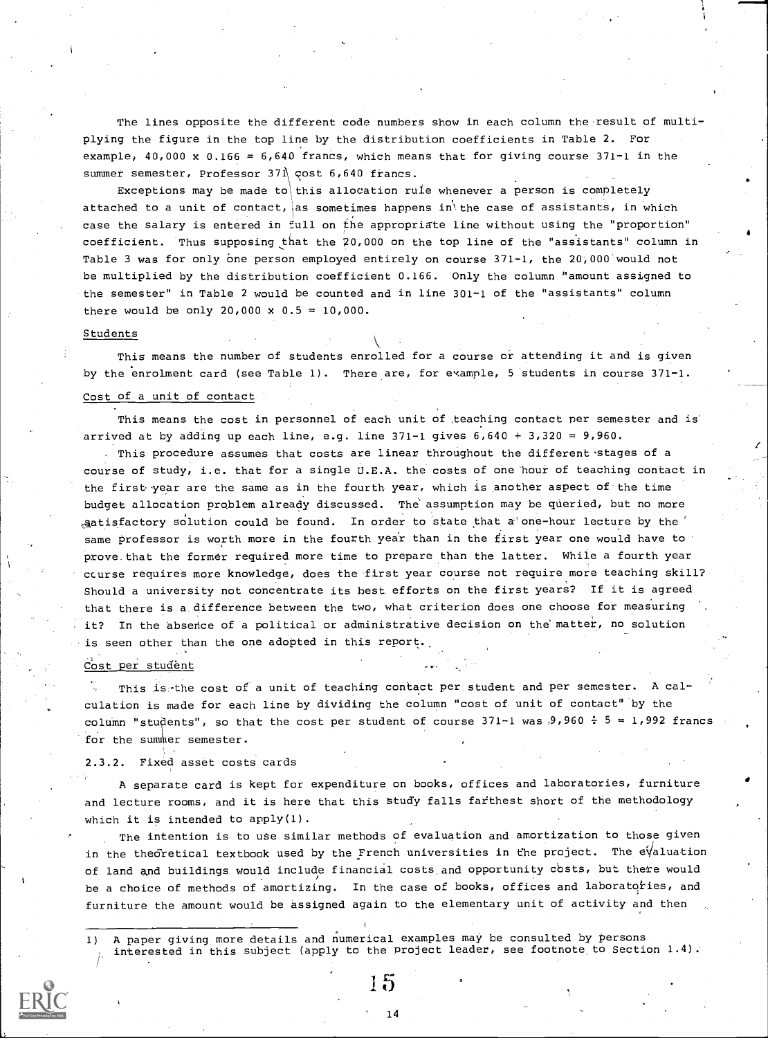The lines opposite the different code numbers show in each column the result of multiplying the figure in the top line by the distribution coefficients in Table 2. For example, 40,000 x 0.166 = 6,640 francs, which means that for giving course 371-1 in the summer semester, Professor 371 cost 6,640 francs.

Exceptions may be made to this allocation rule whenever a person is completely attached to a unit of contact, as sometimes happens in the case of assistants, in which case the salary is entered in full on the appropriate line without using the "proportion" coefficient. Thus supposing that the 20,000 on the top line of the "assistants" column in Table 3 was for only one person employed entirely on course 371-1, the 20,000 would not be multiplied by the distribution coefficient 0.166. Only the column "amount assigned to the semester" in Table 2 would be counted and in line 301-1 of the "assistants" column there would be only 20,000 x 0.5 = 10,000.

Students

This means the number of students enrolled for a course or attending it and is given by the enrolment card (see Table 1). There are, for example, 5 students in course 371-1.

Cost of a unit of contact

This means the cost in personnel of each unit of teaching contact per semester and is arrived at by adding up each line, e.g. line 371-1 gives 6,640 + 3,320 = 9,960.

This procedure assumes that costs are linear throughout the different stages of a course of study, i.e. that for a single U.E.A. the costs of one hour of teaching contact in the first year are the same as in the fourth year, which is another aspect of the time budget allocation problem already discussed. The assumption may be queried, but no more satisfactory solution could be found. In order to state that a one-hour lecture by the same professor is worth more in the fourth year than in the first year one would have to prove that the former required more time to prepare than the latter. While a fourth year course requires more knowledge, does the first year course not require more teaching skill? Should a university not concentrate its best efforts on the first years? If it is agreed that there is a difference between the two, what criterion does one choose for measuring it? In the absence of a political or administrative decision on the matter, no solution is seen other than the one adopted in this report.

Cost per student

This is the cost of a unit of teaching contact per student and per semester. A calculation is made for each line by dividing the column "cost of unit of contact" by the column "students", so that the cost per student of course 371-1 was 9,960 ÷ 5 = 1,992 francs for the summer semester.

2.3.2. Fixed asset costs cards

A separate card is kept for expenditure on books, offices and laboratories, furniture and lecture rooms, and it is here that this study falls farthest short of the methodology which it is intended to apply(1).

The intention is to use similar methods of evaluation and amortization to those given in the theoretical textbook used by the French universities in the project. The evaluation of land and buildings would include financial costs and opportunity costs, but there would be a choice of methods of amortizing. In the case of books, offices and laboratories, and furniture the amount would be assigned again to the elementary unit of activity and then

1) A paper giving more details and numerical examples may be consulted by persons interested in this subject (apply to the project leader, see footnote to Section 1.4).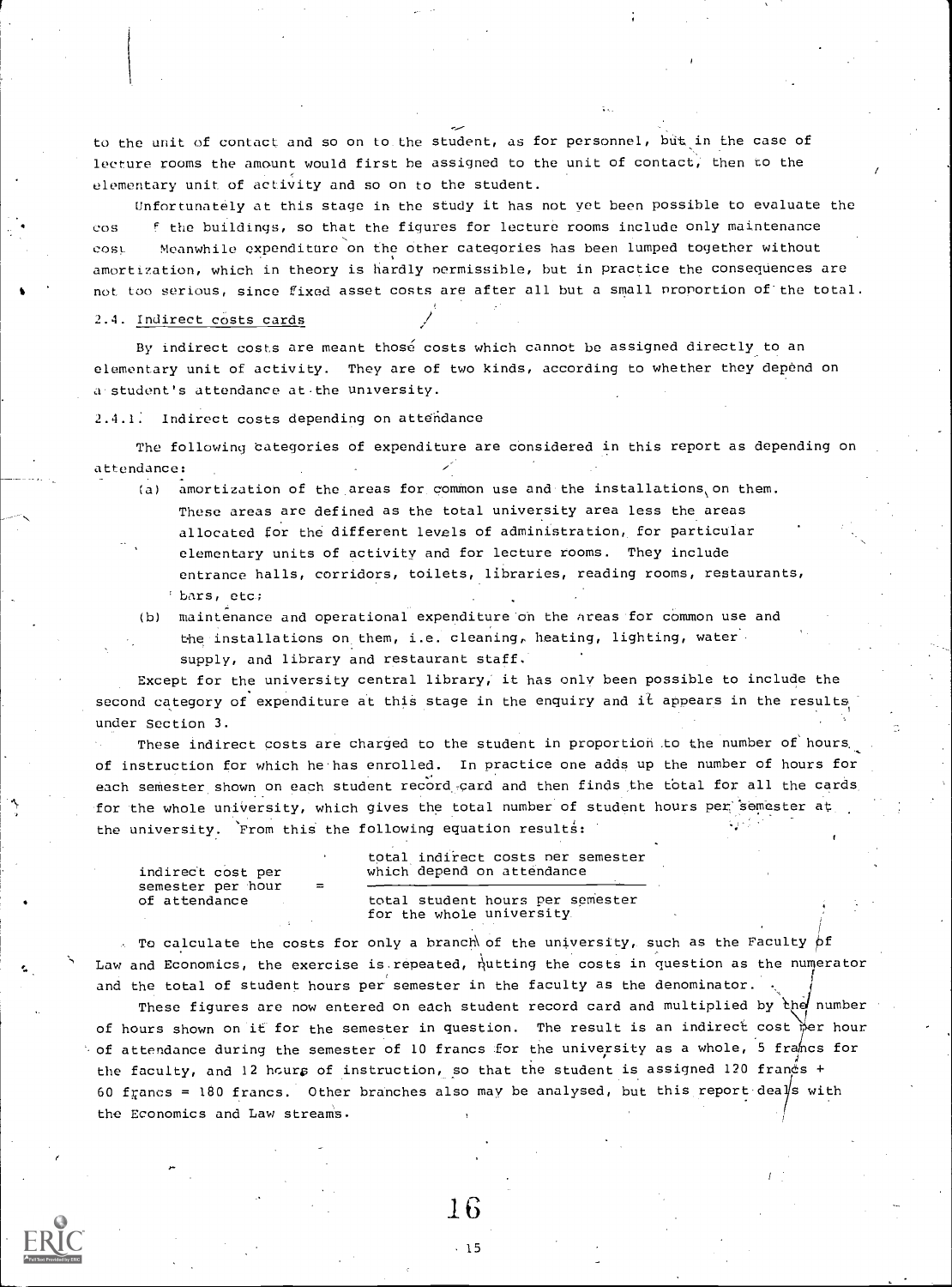to the unit of contact and so on to the student, as for personnel, but in the case of lecture rooms the amount would first be assigned to the unit of contact, then to the elementary unit of activity and so on to the student.

Unfortunately at this stage in the study it has not yet been possible to evaluate the cos f the buildings, so that the figures for lecture rooms include only maintenance cost Meanwhile expenditure on the other categories has been lumped together without amortization, which in theory is hardly permissible, but in practice the consequences are not too serious, since fixed asset costs are after all but a small proportion of the total.

### 2.4. Indirect costs cards

By indirect costs are meant those costs which cannot be assigned directly to an elementary unit of activity. They are of two kinds, according to whether they depend on a student's attendance at the university.

#### 2.4.1. Indirect costs depending on attendance

The following categories of expenditure are considered in this report as depending on attendance:

(a) amortization of the areas for common use and the installations on them. These areas are defined as the total university area less the areas allocated for the different levels of administration, for particular elementary units of activity and for lecture rooms. They include entrance halls, corridors, toilets, libraries, reading rooms, restaurants, bars, etc;

(b) maintenance and operational expenditure on the areas for common use and the installations on them, i.e. cleaning, heating, lighting, water supply, and library and restaurant staff.

Except for the university central library, it has only been possible to include the second category of expenditure at this stage in the enquiry and it appears in the results under Section 3.

These indirect costs are charged to the student in proportion to the number of hours of instruction for which he has enrolled. In practice one adds up the number of hours for each semester shown on each student record card and then finds the total for all the cards for the whole university, which gives the total number of student hours per semester at the university. From this the following equation results:

$$\text{indirect cost per semester per hour of attendance} = \frac{\text{total indirect costs per semester which depend on attendance}}{\text{total student hours per semester for the whole university}}$$

To calculate the costs for only a branch of the university, such as the Faculty of Law and Economics, the exercise is repeated, putting the costs in question as the numerator and the total of student hours per semester in the faculty as the denominator.

These figures are now entered on each student record card and multiplied by the number of hours shown on it for the semester in question. The result is an indirect cost per hour of attendance during the semester of 10 francs for the university as a whole, 5 francs for the faculty, and 12 hours of instruction, so that the student is assigned 120 francs + 60 francs = 180 francs. Other branches also may be analysed, but this report deals with the Economics and Law streams.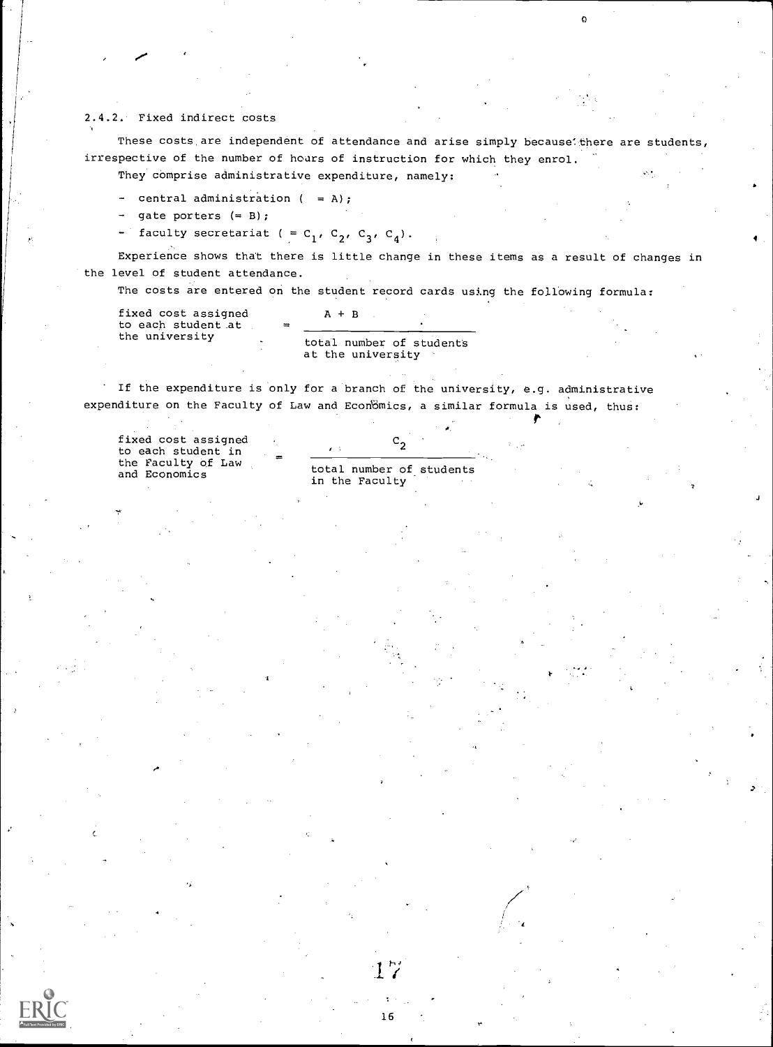### 2.4.2. Fixed indirect costs

These costs are independent of attendance and arise simply because there are students, irrespective of the number of hours of instruction for which they enrol.

They comprise administrative expenditure, namely:

- central administration ( = A);
- gate porters (= B);
- faculty secretariat ( = $C_1$, $C_2$, $C_3$, $C_4$).

Experience shows that there is little change in these items as a result of changes in the level of student attendance.

The costs are entered on the student record cards using the following formula:

$$\text{fixed cost assigned to each student at the university} = \frac{A + B}{\text{total number of students at the university}}$$

If the expenditure is only for a branch of the university, e.g. administrative expenditure on the Faculty of Law and Economics, a similar formula is used, thus:

$$\text{fixed cost assigned to each student in the Faculty of Law and Economics} = \frac{C_2}{\text{total number of students in the Faculty}}$$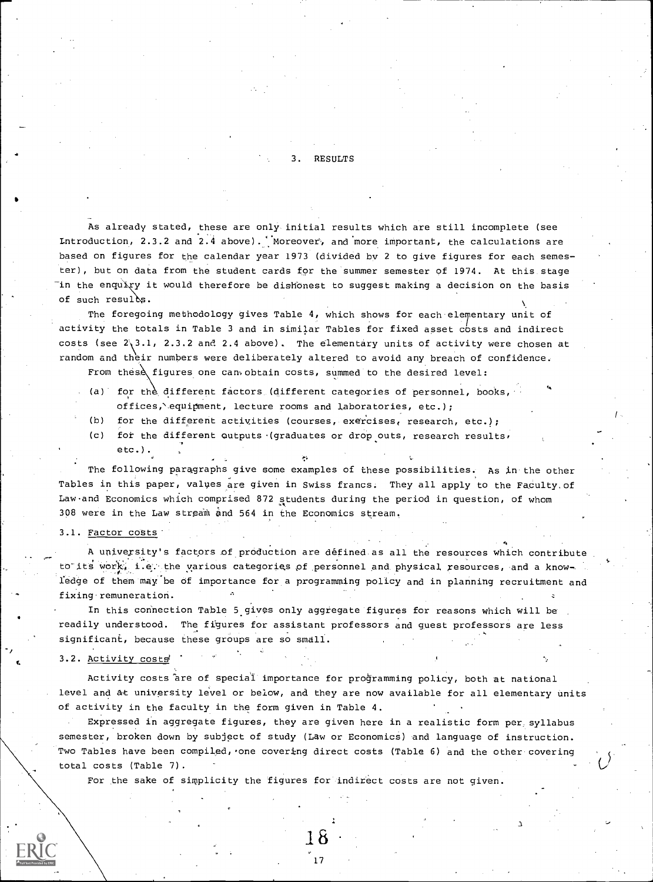# 3. RESULTS

As already stated, these are only initial results which are still incomplete (see Introduction, 2.3.2 and 2.4 above). Moreover, and more important, the calculations are based on figures for the calendar year 1973 (divided by 2 to give figures for each semester), but on data from the student cards for the summer semester of 1974. At this stage in the enquiry it would therefore be dishonest to suggest making a decision on the basis of such results.

The foregoing methodology gives Table 4, which shows for each elementary unit of activity the totals in Table 3 and in similar Tables for fixed asset costs and indirect costs (see 2.3.1, 2.3.2 and 2.4 above). The elementary units of activity were chosen at random and their numbers were deliberately altered to avoid any breach of confidence.

From these figures one can obtain costs, summed to the desired level:

(a) for the different factors (different categories of personnel, books, offices, equipment, lecture rooms and laboratories, etc.);
(b) for the different activities (courses, exercises, research, etc.);
(c) for the different outputs (graduates or drop outs, research results, etc.).

The following paragraphs give some examples of these possibilities. As in the other Tables in this paper, values are given in Swiss francs. They all apply to the Faculty of Law and Economics which comprised 872 students during the period in question, of whom 308 were in the Law stream and 564 in the Economics stream.

## 3.1. Factor costs

A university's factors of production are defined as all the resources which contribute to its work, i.e. the various categories of personnel and physical resources, and a knowledge of them may be of importance for a programming policy and in planning recruitment and fixing remuneration.

In this connection Table 5 gives only aggregate figures for reasons which will be readily understood. The figures for assistant professors and guest professors are less significant, because these groups are so small.

## 3.2. Activity costs

Activity costs are of special importance for programming policy, both at national level and at university level or below, and they are now available for all elementary units of activity in the faculty in the form given in Table 4.

Expressed in aggregate figures, they are given here in a realistic form per syllabus semester, broken down by subject of study (Law or Economics) and language of instruction. Two Tables have been compiled, one covering direct costs (Table 6) and the other covering total costs (Table 7).

For the sake of simplicity the figures for indirect costs are not given.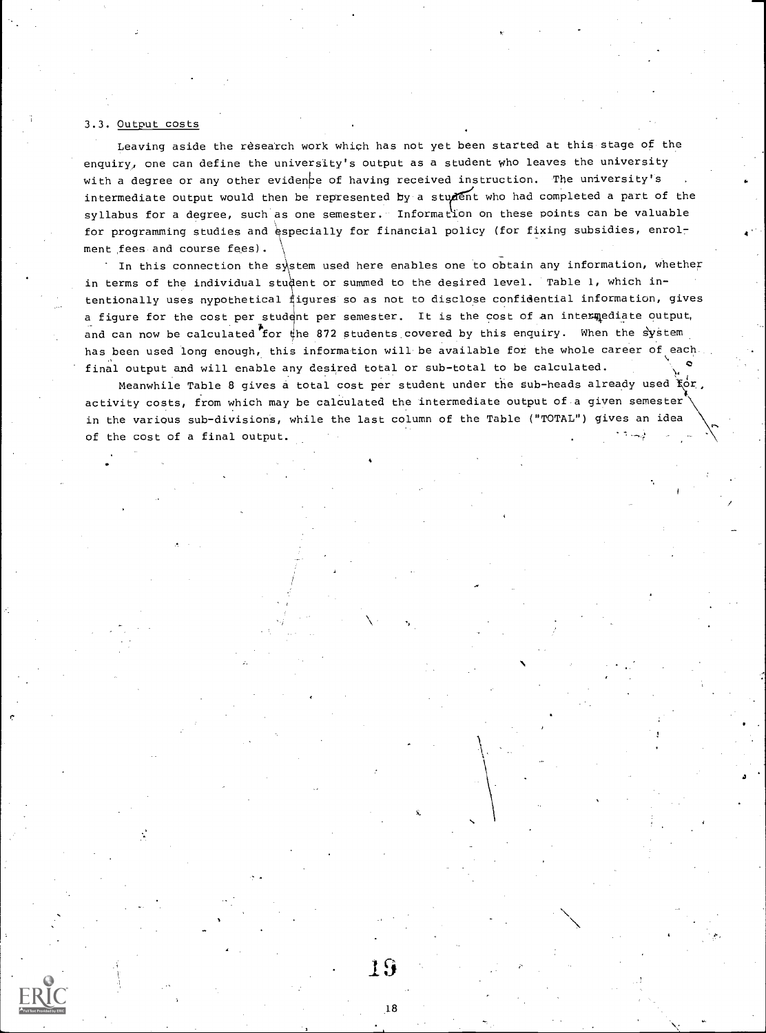### 3.3. Output costs

Leaving aside the research work which has not yet been started at this stage of the enquiry, one can define the university's output as a student who leaves the university with a degree or any other evidence of having received instruction. The university's intermediate output would then be represented by a student who had completed a part of the syllabus for a degree, such as one semester. Information on these points can be valuable for programming studies and especially for financial policy (for fixing subsidies, enrolment fees and course fees).

In this connection the system used here enables one to obtain any information, whether in terms of the individual student or summed to the desired level. Table 1, which intentionally uses nypothetical figures so as not to disclose confidential information, gives a figure for the cost per student per semester. It is the cost of an intermediate output, and can now be calculated for the 872 students covered by this enquiry. When the system has been used long enough, this information will be available for the whole career of each final output and will enable any desired total or sub-total to be calculated.

Meanwhile Table 8 gives a total cost per student under the sub-heads already used for activity costs, from which may be calculated the intermediate output of a given semester in the various sub-divisions, while the last column of the Table ("TOTAL") gives an idea of the cost of a final output.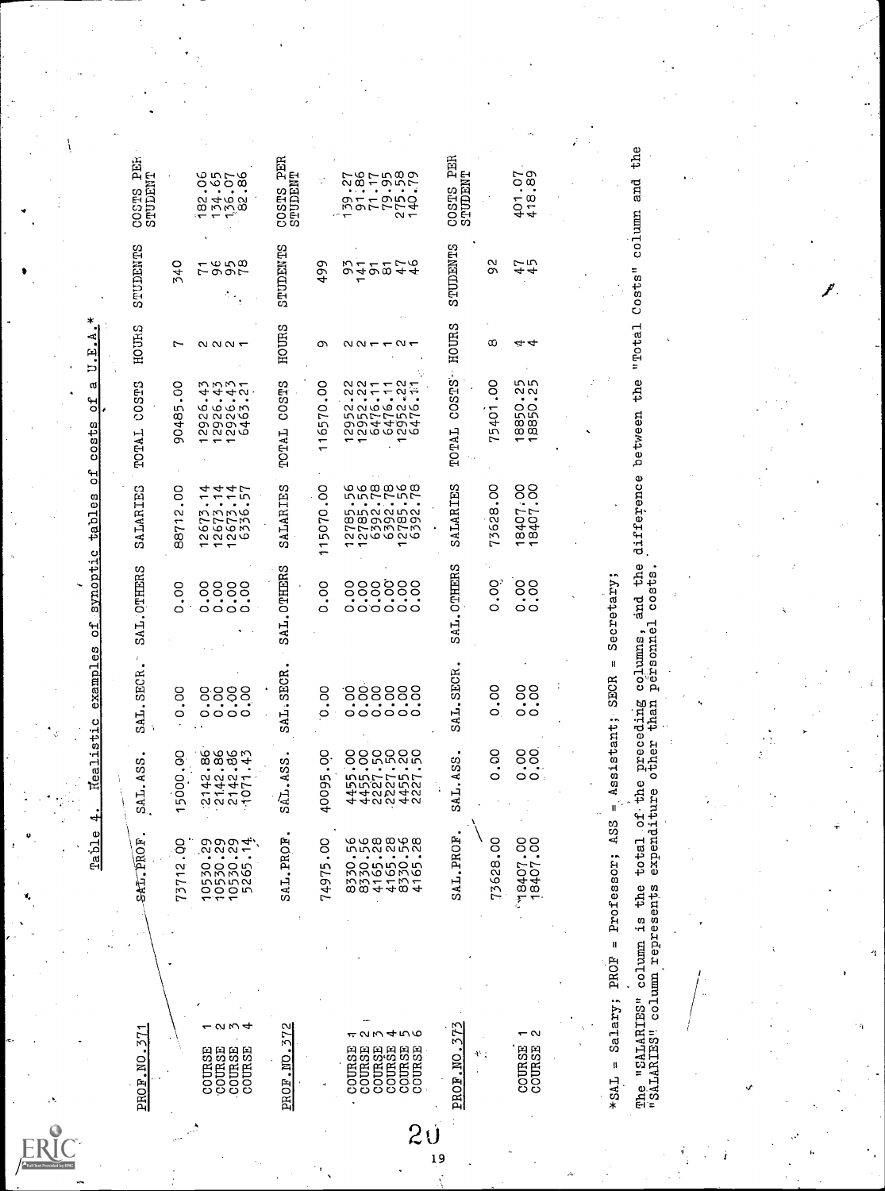Table 4. Realistic examples of synoptic tables of costs of a U.E.A.*

| PROF.NO.371 | SAL.PROF. | SAL.ASS. | SAL.SECR. | SAL.OTHERS | SALARIES | TOTAL COSTS | HOURS | STUDENTS | COSTS PER STUDENT |
|---|---|---|---|---|---|---|---|---|---|
| | 73712.00 | 15000.00 | 0.00 | 0.00 | 88712.00 | 90485.00 | 7 | 340 | |
| COURSE 1 | 10530.29 | 2142.86 | 0.00 | 0.00 | 12673.14 | 12926.43 | 2 | 71 | 182.06 |
| COURSE 2 | 10530.29 | 2142.86 | 0.00 | 0.00 | 12673.14 | 12926.43 | 2 | 96 | 134.65 |
| COURSE 3 | 10530.29 | 2142.86 | 0.00 | 0.00 | 12673.14 | 12926.43 | 2 | 95 | 136.07 |
| COURSE 4 | 5265.14 | 1071.43 | 0.00 | 0.00 | 6336.57 | 6463.21 | 1 | 78 | 82.86 |

| PROF.NO.372 | SAL.PROF. | SAL.ASS. | SAL.SECR. | SAL.OTHERS | SALARIES | TOTAL COSTS | HOURS | STUDENTS | COSTS PER STUDENT |
|---|---|---|---|---|---|---|---|---|---|
| | 74975.00 | 40095.00 | 0.00 | 0.00 | 115070.00 | 116570.00 | 9 | 499 | |
| COURSE 1 | 8330.56 | 4455.00 | 0.00 | 0.00 | 12785.56 | 12952.22 | 2 | 93 | 139.27 |
| COURSE 2 | 8330.56 | 4455.00 | 0.00 | 0.00 | 12785.56 | 12952.22 | 2 | 141 | 91.86 |
| COURSE 3 | 4165.28 | 2227.50 | 0.00 | 0.00 | 6392.78 | 6476.11 | 1 | 91 | 71.17 |
| COURSE 4 | 4165.28 | 2227.50 | 0.00 | 0.00 | 6392.78 | 6476.11 | 1 | 81 | 79.95 |
| COURSE 5 | 8330.56 | 4455.20 | 0.00 | 0.00 | 12785.56 | 12952.22 | 2 | 47 | 275.58 |
| COURSE 6 | 4165.28 | 2227.50 | 0.00 | 0.00 | 6392.78 | 6476.11 | 1 | 46 | 140.79 |

| PROF.NO.373 | SAL.PROF. | SAL.ASS. | SAL.SECR. | SAL.OTHERS | SALARIES | TOTAL COSTS | HOURS | STUDENTS | COSTS PER STUDENT |
|---|---|---|---|---|---|---|---|---|---|
| | 73628.00 | 0.00 | 0.00 | 0.00 | 73628.00 | 75401.00 | 8 | 92 | |
| COURSE 1 | 18407.00 | 0.00 | 0.00 | 0.00 | 18407.00 | 18850.25 | 4 | 47 | 401.07 |
| COURSE 2 | 18407.00 | 0.00 | 0.00 | 0.00 | 18407.00 | 18850.25 | 4 | 45 | 418.89 |

*SAL = Salary; PROF = Professor; ASS = Assistant; SECR = Secretary;

The "SALARIES" column is the total of the preceding columns, and the difference between the "Total Costs" column and the "SALARIES" column represents expenditure other than personnel costs.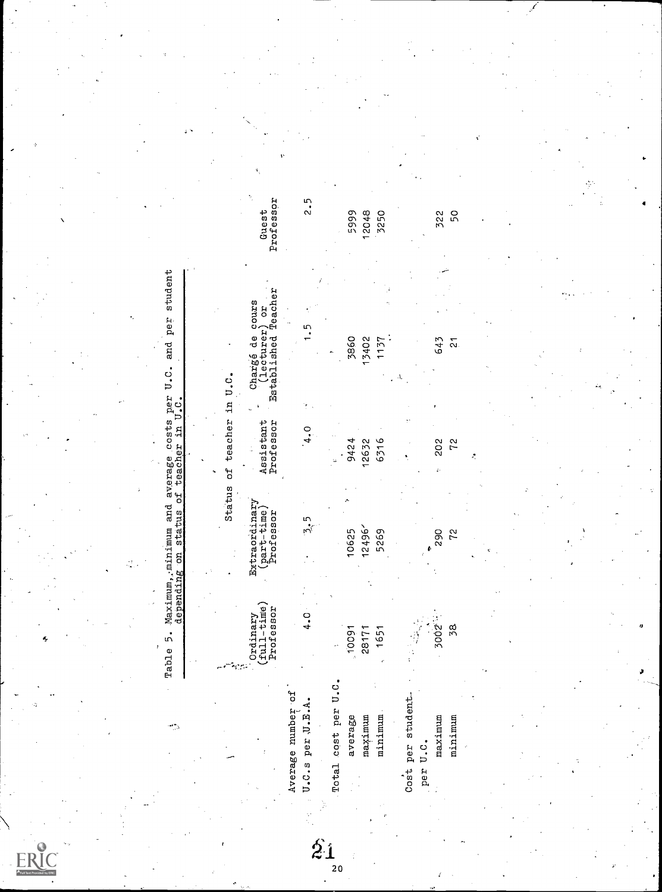Table 5. Maximum, minimum and average costs per U.C. and per student depending on status of teacher in U.C.

| | Status of teacher in U.C. | | | | |
|---|---|---|---|---|---|
| | Ordinary (full-time) Professor | Extraordinary (part-time) Professor | Assistant Professor | Chargé de cours (lecturer) or Established Teacher | Guest Professor |
| Average number of U.C.s per U.E.A. | 4.0 | 3.5 | 4.0 | 1.5 | 2.5 |
| Total cost per U.C. | | | | | |
| average | 10091 | 10625 | 9424 | 3860 | 5999 |
| maximum | 28171 | 12496 | 12632 | 13402 | 12048 |
| minimum | 1651 | 5269 | 6316 | 1137 | 3250 |
| Cost per student per U.C. | | | | | |
| maximum | 3002 | 290 | 202 | 643 | 322 |
| minimum | 38 | 72 | 72 | 21 | 50 |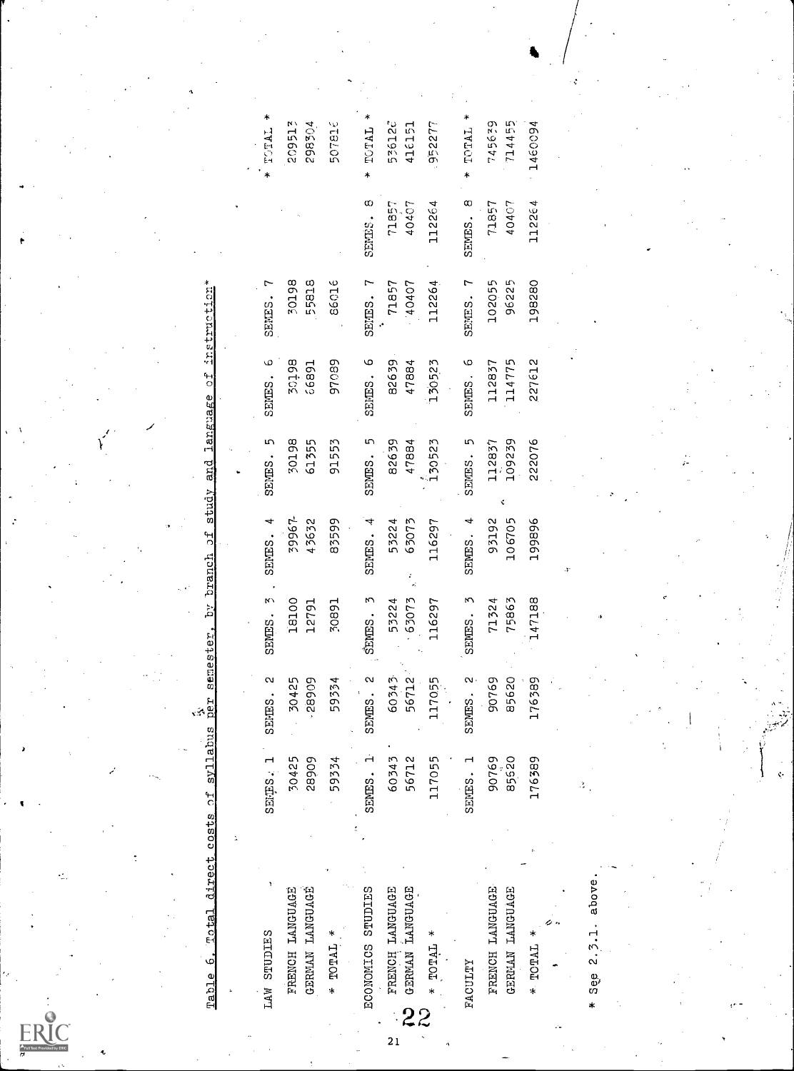Table 6. Total direct costs of syllabus per semester, by branch of study and language of instruction*

| LAW STUDIES | SEMES. 1 | SEMES. 2 | SEMES. 3 | SEMES. 4 | SEMES. 5 | SEMES. 6 | SEMES. 7 | | * TOTAL * |
|---|---|---|---|---|---|---|---|---|---|
| FRENCH LANGUAGE | 30425 | 30425 | 18100 | 39967 | 30198 | 30198 | 30198 | | 209513 |
| GERMAN LANGUAGE | 28909 | 28909 | 12791 | 43632 | 61355 | 66891 | 55818 | | 298304 |
| * TOTAL * | 59334 | 59334 | 30891 | 83599 | 91553 | 97089 | 86016 | | 507816 |
| **ECONOMICS STUDIES** | **SEMES. 1** | **SEMES. 2** | **SEMES. 3** | **SEMES. 4** | **SEMES. 5** | **SEMES. 6** | **SEMES. 7** | **SEMES. 8** | *** TOTAL *** |
| FRENCH LANGUAGE | 60343 | 60343 | 53224 | 53224 | 82639 | 82639 | 71857 | 71857 | 536126 |
| GERMAN LANGUAGE | 56712 | 56712 | 63073 | 63073 | 47884 | 47884 | 40407 | 40407 | 416151 |
| * TOTAL * | 117055 | 117055 | 116297 | 116297 | 130523 | 130523 | 112264 | 112264 | 952277 |
| **FACULTY** | **SEMES. 1** | **SEMES. 2** | **SEMES. 3** | **SEMES. 4** | **SEMES. 5** | **SEMES. 6** | **SEMES. 7** | **SEMES. 8** | *** TOTAL *** |
| FRENCH LANGUAGE | 90769 | 90769 | 71324 | 93192 | 112837 | 112837 | 102055 | 71857 | 745639 |
| GERMAN LANGUAGE | 85620 | 85620 | 75863 | 106705 | 109239 | 114775 | 96225 | 40407 | 714455 |
| * TOTAL * | 176389 | 176389 | 147188 | 199896 | 222076 | 227612 | 198280 | 112264 | 1460094 |

* See 2.3.1. above.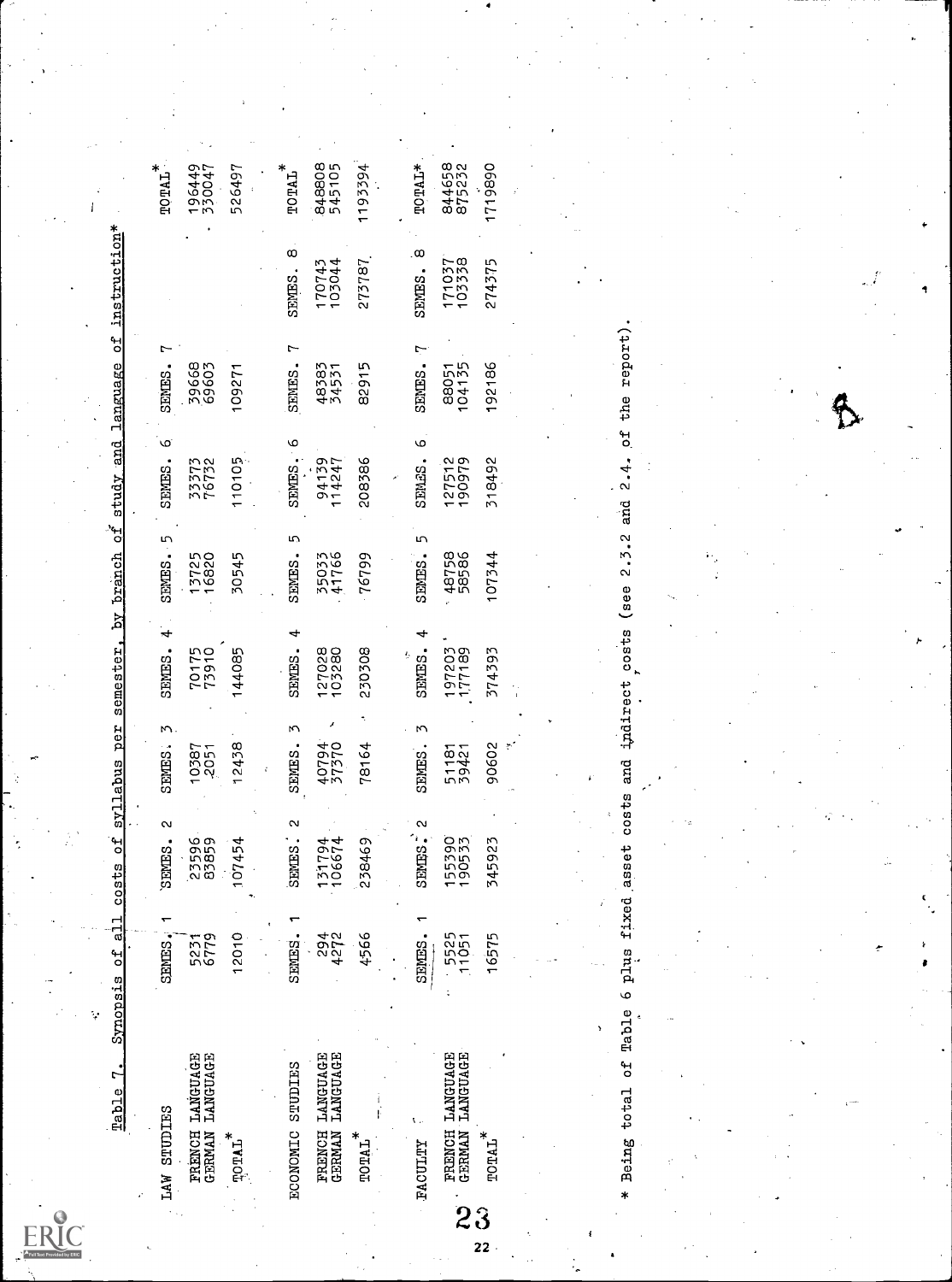Table 7. Synopsis of all costs of syllabus per semester, by branch of study and language of instruction*

| LAW STUDIES | SEMES. 1 | SEMES. 2 | SEMES. 3 | SEMES. 4 | SEMES. 5 | SEMES. 6 | SEMES. 7 | | TOTAL* |
|---|---|---|---|---|---|---|---|---|---|
| FRENCH LANGUAGE | 5231 | 23596 | 10387 | 70175 | 13725 | 33373 | 39668 | | 196449 |
| GERMAN LANGUAGE | 6779 | 83859 | 2051 | 73910 | 16820 | 76732 | 69603 | | 330047 |
| TOTAL* | 12010 | 107454 | 12438 | 144085 | 30545 | 110105 | 109271 | | 526497 |
| **ECONOMIC STUDIES** | **SEMES. 1** | **SEMES. 2** | **SEMES. 3** | **SEMES. 4** | **SEMES. 5** | **SEMES. 6** | **SEMES. 7** | **SEMES. 8** | **TOTAL*** |
| FRENCH LANGUAGE | 294 | 131794 | 40794 | 127028 | 35033 | 94139 | 48383 | 170743 | 848808 |
| GERMAN LANGUAGE | 4272 | 106674 | 37370 | 103280 | 41766 | 114247 | 34531 | 103044 | 545105 |
| TOTAL* | 4566 | 238469 | 78164 | 230308 | 76799 | 208386 | 82915 | 273787 | 1193394 |
| **FACULTY** | **SEMES. 1** | **SEMES. 2** | **SEMES. 3** | **SEMES. 4** | **SEMES. 5** | **SEMES. 6** | **SEMES. 7** | **SEMES. 8** | **TOTAL*** |
| FRENCH LANGUAGE | 5525 | 155390 | 51181 | 197203 | 48758 | 127512 | 88051 | 171037 | 844658 |
| GERMAN LANGUAGE | 11051 | 190533 | 39421 | 177189 | 58586 | 190979 | 104135 | 103338 | 875232 |
| TOTAL* | 16575 | 345923 | 90602 | 374393 | 107344 | 318492 | 192186 | 274375 | 1719890 |

* Being total of Table 6 plus fixed asset costs and indirect costs (see 2.3.2 and 2.4. of the report).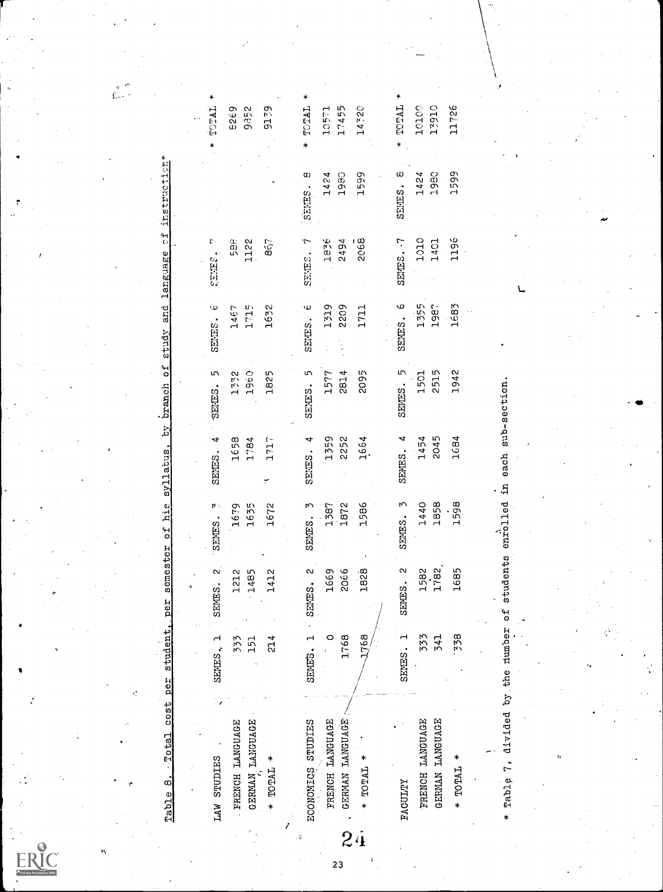Table 8. Total cost per student, per semester of his syllabus, by branch of study and language of instruction*

| LAW STUDIES | SEMES. 1 | SEMES. 2 | SEMES. 3 | SEMES. 4 | SEMES. 5 | SEMES. 6 | SEMES. 7 | | * TOTAL * |
|---|---|---|---|---|---|---|---|---|---|
| FRENCH LANGUAGE | 333 | 1212 | 1679 | 1658 | 1332 | 1467 | 588 | | 8269 |
| GERMAN LANGUAGE | 151 | 1485 | 1635 | 1784 | 1960 | 1715 | 1122 | | 9852 |
| * TOTAL * | 214 | 1412 | 1672 | 1717 | 1825 | 1632 | 867 | | 9139 |

| ECONOMICS STUDIES | SEMES. 1 | SEMES. 2 | SEMES. 3 | SEMES. 4 | SEMES. 5 | SEMES. 6 | SEMES. 7 | SEMES. 8 | * TOTAL * |
|---|---|---|---|---|---|---|---|---|---|
| FRENCH LANGUAGE | 0 | 1669 | 1387 | 1359 | 1577 | 1319 | 1836 | 1424 | 10571 |
| GERMAN LANGUAGE | 1768 | 2066 | 1872 | 2252 | 2814 | 2209 | 2494 | 1980 | 17455 |
| * TOTAL * | 1768 | 1828 | 1586 | 1664 | 2095 | 1711 | 2068 | 1599 | 14320 |

| FACULTY | SEMES. 1 | SEMES. 2 | SEMES. 3 | SEMES. 4 | SEMES. 5 | SEMES. 6 | SEMES. 7 | SEMES. 8 | * TOTAL * |
|---|---|---|---|---|---|---|---|---|---|
| FRENCH LANGUAGE | 333 | 1582 | 1440 | 1454 | 1501 | 1355 | 1010 | 1424 | 10100 |
| GERMAN LANGUAGE | 341 | 1782 | 1858 | 2045 | 2515 | 1987 | 1401 | 1980 | 13910 |
| * TOTAL * | 338 | 1685 | 1598 | 1684 | 1942 | 1683 | 1196 | 1599 | 11726 |

* Table 7, divided by the number of students enrolled in each sub-section.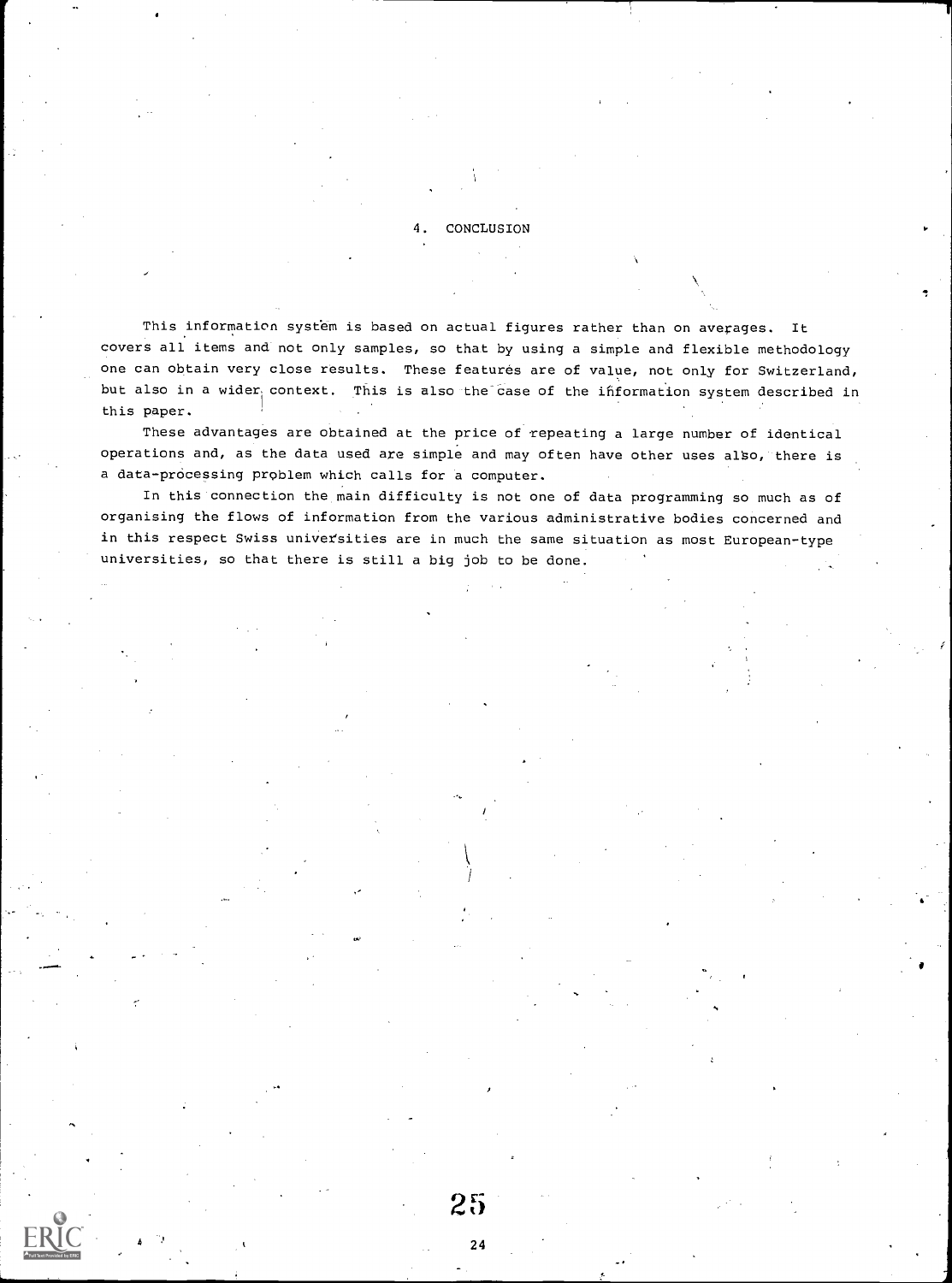## 4. CONCLUSION

This information system is based on actual figures rather than on averages. It covers all items and not only samples, so that by using a simple and flexible methodology one can obtain very close results. These features are of value, not only for Switzerland, but also in a wider context. This is also the case of the information system described in this paper.

These advantages are obtained at the price of repeating a large number of identical operations and, as the data used are simple and may often have other uses also, there is a data-processing problem which calls for a computer.

In this connection the main difficulty is not one of data programming so much as of organising the flows of information from the various administrative bodies concerned and in this respect Swiss universities are in much the same situation as most European-type universities, so that there is still a big job to be done.